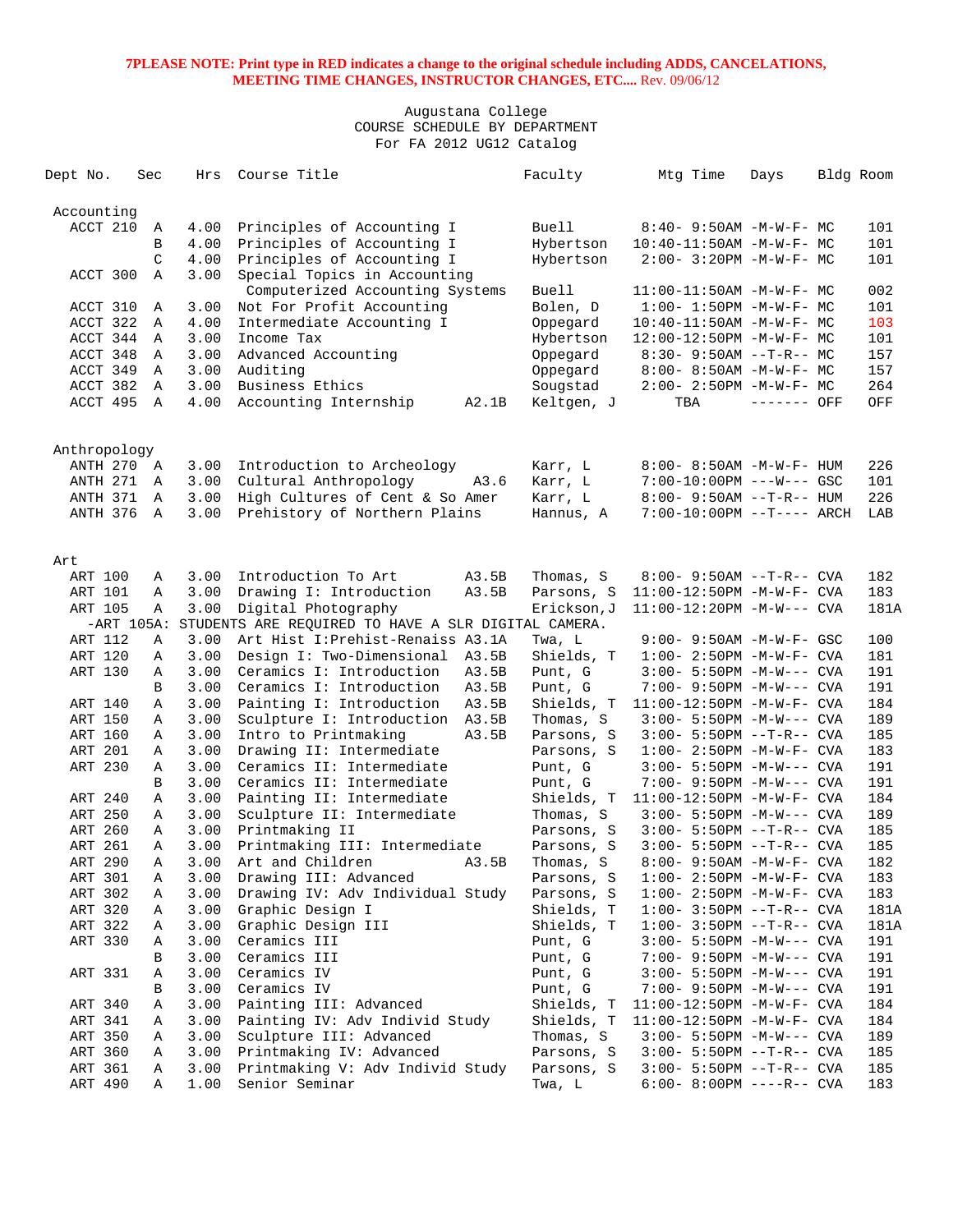**PLEASE NOTE: Print type in RED indicates a change to the original schedule including ADDS, CANCELATIONS, MEETING TIME CHANGES, INSTRUCTOR CHANGES, ETC....** Rev. 09/06/12

Augustana College
COURSE SCHEDULE BY DEPARTMENT
For FA 2012 UG12 Catalog

| Dept No. | Sec | Hrs | Course Title | | Faculty | Mtg Time | Days | Bldg | Room |
|---|---|---|---|---|---|---|---|---|---|
| **Accounting** | | | | | | | | | |
| ACCT 210 | A | 4.00 | Principles of Accounting I | | Buell | 8:40- 9:50AM | -M-W-F- | MC | 101 |
| | B | 4.00 | Principles of Accounting I | | Hybertson | 10:40-11:50AM | -M-W-F- | MC | 101 |
| | C | 4.00 | Principles of Accounting I | | Hybertson | 2:00- 3:20PM | -M-W-F- | MC | 101 |
| ACCT 300 | A | 3.00 | Special Topics in Accounting | | | | | | |
| | | | Computerized Accounting Systems | | Buell | 11:00-11:50AM | -M-W-F- | MC | 002 |
| ACCT 310 | A | 3.00 | Not For Profit Accounting | | Bolen, D | 1:00- 1:50PM | -M-W-F- | MC | 101 |
| ACCT 322 | A | 4.00 | Intermediate Accounting I | | Oppegard | 10:40-11:50AM | -M-W-F- | MC | 103 |
| ACCT 344 | A | 3.00 | Income Tax | | Hybertson | 12:00-12:50PM | -M-W-F- | MC | 101 |
| ACCT 348 | A | 3.00 | Advanced Accounting | | Oppegard | 8:30- 9:50AM | --T-R-- | MC | 157 |
| ACCT 349 | A | 3.00 | Auditing | | Oppegard | 8:00- 8:50AM | -M-W-F- | MC | 157 |
| ACCT 382 | A | 3.00 | Business Ethics | | Sougstad | 2:00- 2:50PM | -M-W-F- | MC | 264 |
| ACCT 495 | A | 4.00 | Accounting Internship | A2.1B | Keltgen, J | TBA | ------- | OFF | OFF |
| **Anthropology** | | | | | | | | | |
| ANTH 270 | A | 3.00 | Introduction to Archeology | | Karr, L | 8:00- 8:50AM | -M-W-F- | HUM | 226 |
| ANTH 271 | A | 3.00 | Cultural Anthropology | A3.6 | Karr, L | 7:00-10:00PM | ---W--- | GSC | 101 |
| ANTH 371 | A | 3.00 | High Cultures of Cent & So Amer | | Karr, L | 8:00- 9:50AM | --T-R-- | HUM | 226 |
| ANTH 376 | A | 3.00 | Prehistory of Northern Plains | | Hannus, A | 7:00-10:00PM | --T---- | ARCH | LAB |
| **Art** | | | | | | | | | |
| ART 100 | A | 3.00 | Introduction To Art | A3.5B | Thomas, S | 8:00- 9:50AM | --T-R-- | CVA | 182 |
| ART 101 | A | 3.00 | Drawing I: Introduction | A3.5B | Parsons, S | 11:00-12:50PM | -M-W-F- | CVA | 183 |
| ART 105 | A | 3.00 | Digital Photography | | Erickson,J | 11:00-12:20PM | -M-W--- | CVA | 181A |
| -ART 105A: STUDENTS ARE REQUIRED TO HAVE A SLR DIGITAL CAMERA. | | | | | | | | | |
| ART 112 | A | 3.00 | Art Hist I:Prehist-Renaiss | A3.1A | Twa, L | 9:00- 9:50AM | -M-W-F- | GSC | 100 |
| ART 120 | A | 3.00 | Design I: Two-Dimensional | A3.5B | Shields, T | 1:00- 2:50PM | -M-W-F- | CVA | 181 |
| ART 130 | A | 3.00 | Ceramics I: Introduction | A3.5B | Punt, G | 3:00- 5:50PM | -M-W--- | CVA | 191 |
| | B | 3.00 | Ceramics I: Introduction | A3.5B | Punt, G | 7:00- 9:50PM | -M-W--- | CVA | 191 |
| ART 140 | A | 3.00 | Painting I: Introduction | A3.5B | Shields, T | 11:00-12:50PM | -M-W-F- | CVA | 184 |
| ART 150 | A | 3.00 | Sculpture I: Introduction | A3.5B | Thomas, S | 3:00- 5:50PM | -M-W--- | CVA | 189 |
| ART 160 | A | 3.00 | Intro to Printmaking | A3.5B | Parsons, S | 3:00- 5:50PM | --T-R-- | CVA | 185 |
| ART 201 | A | 3.00 | Drawing II: Intermediate | | Parsons, S | 1:00- 2:50PM | -M-W-F- | CVA | 183 |
| ART 230 | A | 3.00 | Ceramics II: Intermediate | | Punt, G | 3:00- 5:50PM | -M-W--- | CVA | 191 |
| | B | 3.00 | Ceramics II: Intermediate | | Punt, G | 7:00- 9:50PM | -M-W--- | CVA | 191 |
| ART 240 | A | 3.00 | Painting II: Intermediate | | Shields, T | 11:00-12:50PM | -M-W-F- | CVA | 184 |
| ART 250 | A | 3.00 | Sculpture II: Intermediate | | Thomas, S | 3:00- 5:50PM | -M-W--- | CVA | 189 |
| ART 260 | A | 3.00 | Printmaking II | | Parsons, S | 3:00- 5:50PM | --T-R-- | CVA | 185 |
| ART 261 | A | 3.00 | Printmaking III: Intermediate | | Parsons, S | 3:00- 5:50PM | --T-R-- | CVA | 185 |
| ART 290 | A | 3.00 | Art and Children | A3.5B | Thomas, S | 8:00- 9:50AM | -M-W-F- | CVA | 182 |
| ART 301 | A | 3.00 | Drawing III: Advanced | | Parsons, S | 1:00- 2:50PM | -M-W-F- | CVA | 183 |
| ART 302 | A | 3.00 | Drawing IV: Adv Individual Study | | Parsons, S | 1:00- 2:50PM | -M-W-F- | CVA | 183 |
| ART 320 | A | 3.00 | Graphic Design I | | Shields, T | 1:00- 3:50PM | --T-R-- | CVA | 181A |
| ART 322 | A | 3.00 | Graphic Design III | | Shields, T | 1:00- 3:50PM | --T-R-- | CVA | 181A |
| ART 330 | A | 3.00 | Ceramics III | | Punt, G | 3:00- 5:50PM | -M-W--- | CVA | 191 |
| | B | 3.00 | Ceramics III | | Punt, G | 7:00- 9:50PM | -M-W--- | CVA | 191 |
| ART 331 | A | 3.00 | Ceramics IV | | Punt, G | 3:00- 5:50PM | -M-W--- | CVA | 191 |
| | B | 3.00 | Ceramics IV | | Punt, G | 7:00- 9:50PM | -M-W--- | CVA | 191 |
| ART 340 | A | 3.00 | Painting III: Advanced | | Shields, T | 11:00-12:50PM | -M-W-F- | CVA | 184 |
| ART 341 | A | 3.00 | Painting IV: Adv Individ Study | | Shields, T | 11:00-12:50PM | -M-W-F- | CVA | 184 |
| ART 350 | A | 3.00 | Sculpture III: Advanced | | Thomas, S | 3:00- 5:50PM | -M-W--- | CVA | 189 |
| ART 360 | A | 3.00 | Printmaking IV: Advanced | | Parsons, S | 3:00- 5:50PM | --T-R-- | CVA | 185 |
| ART 361 | A | 3.00 | Printmaking V: Adv Individ Study | | Parsons, S | 3:00- 5:50PM | --T-R-- | CVA | 185 |
| ART 490 | A | 1.00 | Senior Seminar | | Twa, L | 6:00- 8:00PM | ----R-- | CVA | 183 |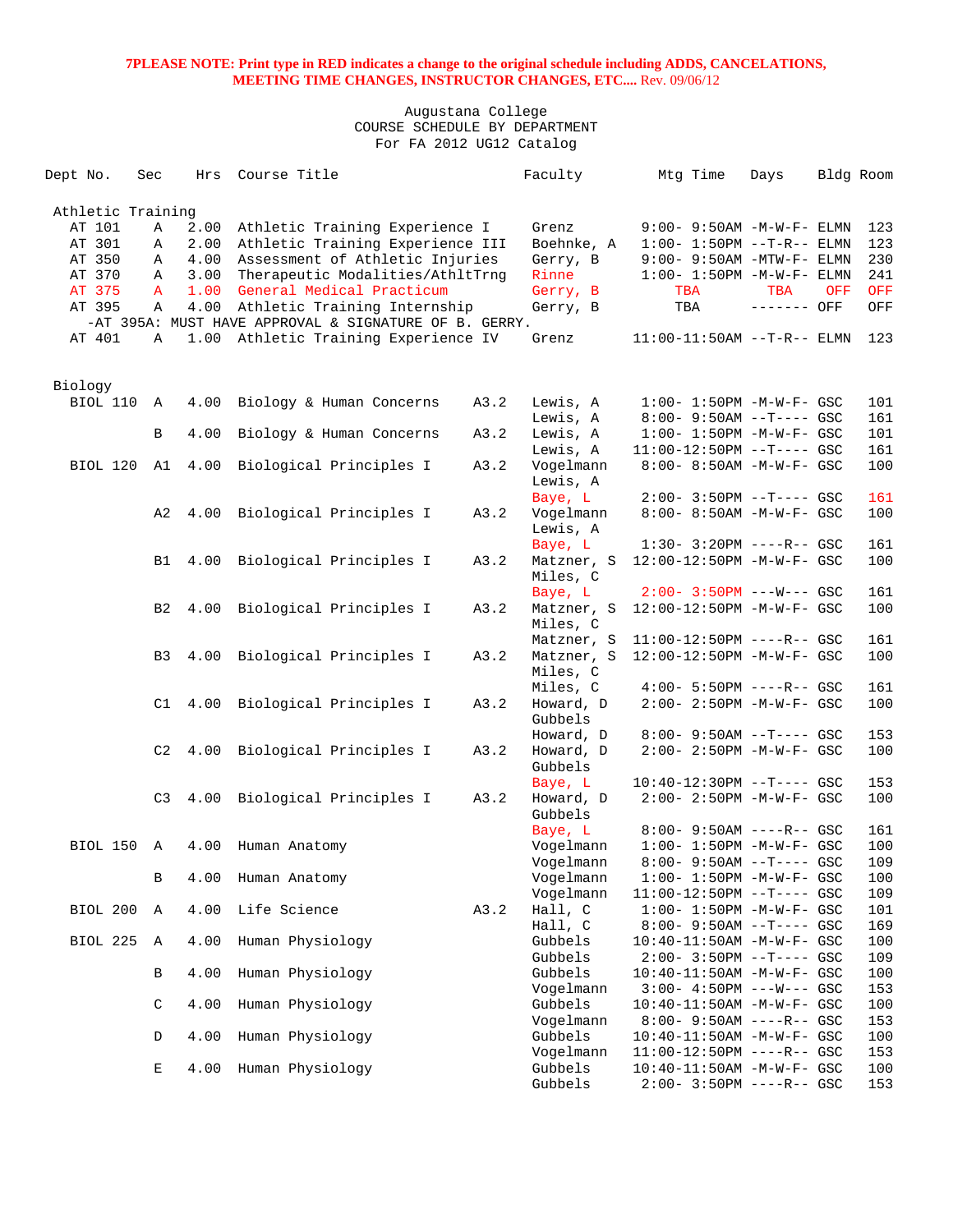**7PLEASE NOTE: Print type in RED indicates a change to the original schedule including ADDS, CANCELATIONS, MEETING TIME CHANGES, INSTRUCTOR CHANGES, ETC....** Rev. 09/06/12

Augustana College
COURSE SCHEDULE BY DEPARTMENT
For FA 2012 UG12 Catalog

| Dept No. | Sec | Hrs | Course Title | | Faculty | Mtg Time | Days | Bldg | Room |
|---|---|---|---|---|---|---|---|---|---|
| **Athletic Training** | | | | | | | | | |
| AT 101 | A | 2.00 | Athletic Training Experience I | | Grenz | 9:00- 9:50AM | -M-W-F- | ELMN | 123 |
| AT 301 | A | 2.00 | Athletic Training Experience III | | Boehnke, A | 1:00- 1:50PM | --T-R-- | ELMN | 123 |
| AT 350 | A | 4.00 | Assessment of Athletic Injuries | | Gerry, B | 9:00- 9:50AM | -MTW-F- | ELMN | 230 |
| AT 370 | A | 3.00 | Therapeutic Modalities/AthltTrng | | Rinne | 1:00- 1:50PM | -M-W-F- | ELMN | 241 |
| AT 375 | A | 1.00 | General Medical Practicum | | Gerry, B | TBA | TBA | OFF | OFF |
| AT 395 | A | 4.00 | Athletic Training Internship | | Gerry, B | TBA | ------- | OFF | OFF |
| -AT 395A: MUST HAVE APPROVAL & SIGNATURE OF B. GERRY. | | | | | | | | | |
| AT 401 | A | 1.00 | Athletic Training Experience IV | | Grenz | 11:00-11:50AM | --T-R-- | ELMN | 123 |
| **Biology** | | | | | | | | | |
| BIOL 110 | A | 4.00 | Biology & Human Concerns | A3.2 | Lewis, A | 1:00- 1:50PM | -M-W-F- | GSC | 101 |
| | | | | | Lewis, A | 8:00- 9:50AM | --T---- | GSC | 161 |
| | B | 4.00 | Biology & Human Concerns | A3.2 | Lewis, A | 1:00- 1:50PM | -M-W-F- | GSC | 101 |
| | | | | | Lewis, A | 11:00-12:50PM | --T---- | GSC | 161 |
| BIOL 120 | A1 | 4.00 | Biological Principles I | A3.2 | Vogelmann | 8:00- 8:50AM | -M-W-F- | GSC | 100 |
| | | | | | Lewis, A | | | | |
| | | | | | Baye, L | 2:00- 3:50PM | --T---- | GSC | 161 |
| | A2 | 4.00 | Biological Principles I | A3.2 | Vogelmann | 8:00- 8:50AM | -M-W-F- | GSC | 100 |
| | | | | | Lewis, A | | | | |
| | | | | | Baye, L | 1:30- 3:20PM | ----R-- | GSC | 161 |
| | B1 | 4.00 | Biological Principles I | A3.2 | Matzner, S | 12:00-12:50PM | -M-W-F- | GSC | 100 |
| | | | | | Miles, C | | | | |
| | | | | | Baye, L | 2:00- 3:50PM | ---W--- | GSC | 161 |
| | B2 | 4.00 | Biological Principles I | A3.2 | Matzner, S | 12:00-12:50PM | -M-W-F- | GSC | 100 |
| | | | | | Miles, C | | | | |
| | | | | | Matzner, S | 11:00-12:50PM | ----R-- | GSC | 161 |
| | B3 | 4.00 | Biological Principles I | A3.2 | Matzner, S | 12:00-12:50PM | -M-W-F- | GSC | 100 |
| | | | | | Miles, C | | | | |
| | | | | | Miles, C | 4:00- 5:50PM | ----R-- | GSC | 161 |
| | C1 | 4.00 | Biological Principles I | A3.2 | Howard, D | 2:00- 2:50PM | -M-W-F- | GSC | 100 |
| | | | | | Gubbels | | | | |
| | | | | | Howard, D | 8:00- 9:50AM | --T---- | GSC | 153 |
| | C2 | 4.00 | Biological Principles I | A3.2 | Howard, D | 2:00- 2:50PM | -M-W-F- | GSC | 100 |
| | | | | | Gubbels | | | | |
| | | | | | Baye, L | 10:40-12:30PM | --T---- | GSC | 153 |
| | C3 | 4.00 | Biological Principles I | A3.2 | Howard, D | 2:00- 2:50PM | -M-W-F- | GSC | 100 |
| | | | | | Gubbels | | | | |
| | | | | | Baye, L | 8:00- 9:50AM | ----R-- | GSC | 161 |
| BIOL 150 | A | 4.00 | Human Anatomy | | Vogelmann | 1:00- 1:50PM | -M-W-F- | GSC | 100 |
| | | | | | Vogelmann | 8:00- 9:50AM | --T---- | GSC | 109 |
| | B | 4.00 | Human Anatomy | | Vogelmann | 1:00- 1:50PM | -M-W-F- | GSC | 100 |
| | | | | | Vogelmann | 11:00-12:50PM | --T---- | GSC | 109 |
| BIOL 200 | A | 4.00 | Life Science | A3.2 | Hall, C | 1:00- 1:50PM | -M-W-F- | GSC | 101 |
| | | | | | Hall, C | 8:00- 9:50AM | --T---- | GSC | 169 |
| BIOL 225 | A | 4.00 | Human Physiology | | Gubbels | 10:40-11:50AM | -M-W-F- | GSC | 100 |
| | | | | | Gubbels | 2:00- 3:50PM | --T---- | GSC | 109 |
| | B | 4.00 | Human Physiology | | Gubbels | 10:40-11:50AM | -M-W-F- | GSC | 100 |
| | | | | | Vogelmann | 3:00- 4:50PM | ---W--- | GSC | 153 |
| | C | 4.00 | Human Physiology | | Gubbels | 10:40-11:50AM | -M-W-F- | GSC | 100 |
| | | | | | Vogelmann | 8:00- 9:50AM | ----R-- | GSC | 153 |
| | D | 4.00 | Human Physiology | | Gubbels | 10:40-11:50AM | -M-W-F- | GSC | 100 |
| | | | | | Vogelmann | 11:00-12:50PM | ----R-- | GSC | 153 |
| | E | 4.00 | Human Physiology | | Gubbels | 10:40-11:50AM | -M-W-F- | GSC | 100 |
| | | | | | Gubbels | 2:00- 3:50PM | ----R-- | GSC | 153 |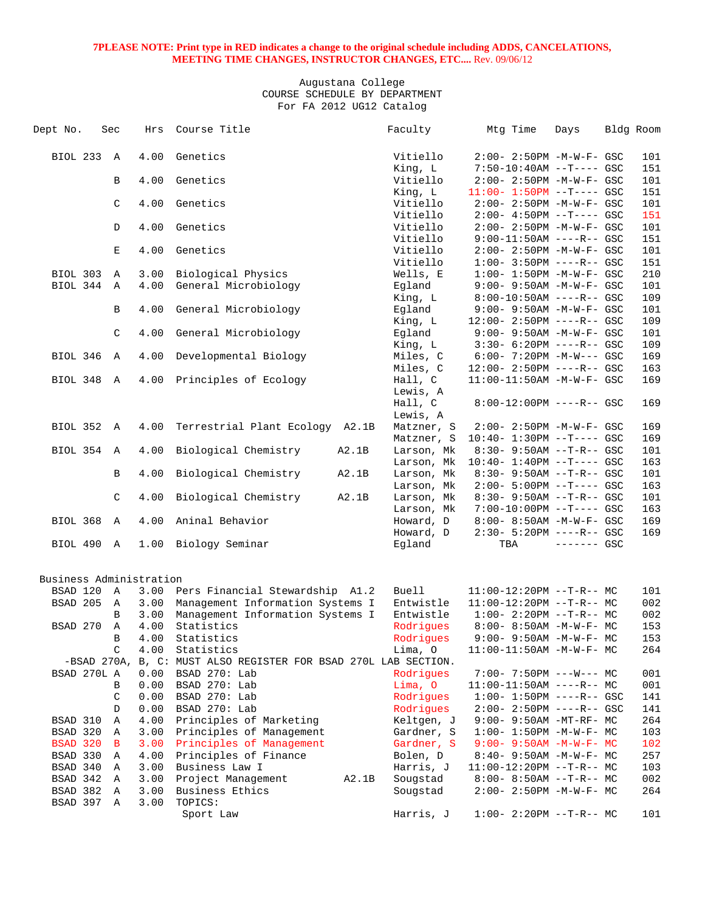**7PLEASE NOTE: Print type in RED indicates a change to the original schedule including ADDS, CANCELATIONS, MEETING TIME CHANGES, INSTRUCTOR CHANGES, ETC....** Rev. 09/06/12

Augustana College
COURSE SCHEDULE BY DEPARTMENT
For FA 2012 UG12 Catalog

| Dept No. | Sec | Hrs | Course Title | | Faculty | Mtg Time | Days | Bldg | Room |
|---|---|---|---|---|---|---|---|---|---|
| BIOL 233 | A | 4.00 | Genetics | | Vitiello | 2:00- 2:50PM | -M-W-F- | GSC | 101 |
| | | | | | King, L | 7:50-10:40AM | --T---- | GSC | 151 |
| | B | 4.00 | Genetics | | Vitiello | 2:00- 2:50PM | -M-W-F- | GSC | 101 |
| | | | | | King, L | 11:00- 1:50PM | --T---- | GSC | 151 |
| | C | 4.00 | Genetics | | Vitiello | 2:00- 2:50PM | -M-W-F- | GSC | 101 |
| | | | | | Vitiello | 2:00- 4:50PM | --T---- | GSC | 151 |
| | D | 4.00 | Genetics | | Vitiello | 2:00- 2:50PM | -M-W-F- | GSC | 101 |
| | | | | | Vitiello | 9:00-11:50AM | ----R-- | GSC | 151 |
| | E | 4.00 | Genetics | | Vitiello | 2:00- 2:50PM | -M-W-F- | GSC | 101 |
| | | | | | Vitiello | 1:00- 3:50PM | ----R-- | GSC | 151 |
| BIOL 303 | A | 3.00 | Biological Physics | | Wells, E | 1:00- 1:50PM | -M-W-F- | GSC | 210 |
| BIOL 344 | A | 4.00 | General Microbiology | | Egland | 9:00- 9:50AM | -M-W-F- | GSC | 101 |
| | | | | | King, L | 8:00-10:50AM | ----R-- | GSC | 109 |
| | B | 4.00 | General Microbiology | | Egland | 9:00- 9:50AM | -M-W-F- | GSC | 101 |
| | | | | | King, L | 12:00- 2:50PM | ----R-- | GSC | 109 |
| | C | 4.00 | General Microbiology | | Egland | 9:00- 9:50AM | -M-W-F- | GSC | 101 |
| | | | | | King, L | 3:30- 6:20PM | ----R-- | GSC | 109 |
| BIOL 346 | A | 4.00 | Developmental Biology | | Miles, C | 6:00- 7:20PM | -M-W--- | GSC | 169 |
| | | | | | Miles, C | 12:00- 2:50PM | ----R-- | GSC | 163 |
| BIOL 348 | A | 4.00 | Principles of Ecology | | Hall, C | 11:00-11:50AM | -M-W-F- | GSC | 169 |
| | | | | | Lewis, A | | | | |
| | | | | | Hall, C | 8:00-12:00PM | ----R-- | GSC | 169 |
| | | | | | Lewis, A | | | | |
| BIOL 352 | A | 4.00 | Terrestrial Plant Ecology | A2.1B | Matzner, S | 2:00- 2:50PM | -M-W-F- | GSC | 169 |
| | | | | | Matzner, S | 10:40- 1:30PM | --T---- | GSC | 169 |
| BIOL 354 | A | 4.00 | Biological Chemistry | A2.1B | Larson, Mk | 8:30- 9:50AM | --T-R-- | GSC | 101 |
| | | | | | Larson, Mk | 10:40- 1:40PM | --T---- | GSC | 163 |
| | B | 4.00 | Biological Chemistry | A2.1B | Larson, Mk | 8:30- 9:50AM | --T-R-- | GSC | 101 |
| | | | | | Larson, Mk | 2:00- 5:00PM | --T---- | GSC | 163 |
| | C | 4.00 | Biological Chemistry | A2.1B | Larson, Mk | 8:30- 9:50AM | --T-R-- | GSC | 101 |
| | | | | | Larson, Mk | 7:00-10:00PM | --T---- | GSC | 163 |
| BIOL 368 | A | 4.00 | Aninal Behavior | | Howard, D | 8:00- 8:50AM | -M-W-F- | GSC | 169 |
| | | | | | Howard, D | 2:30- 5:20PM | ----R-- | GSC | 169 |
| BIOL 490 | A | 1.00 | Biology Seminar | | Egland | TBA | ------- | GSC | |

Business Administration

| Dept No. | Sec | Hrs | Course Title | | Faculty | Mtg Time | Days | Bldg | Room |
|---|---|---|---|---|---|---|---|---|---|
| BSAD 120 | A | 3.00 | Pers Financial Stewardship | A1.2 | Buell | 11:00-12:20PM | --T-R-- | MC | 101 |
| BSAD 205 | A | 3.00 | Management Information Systems I | | Entwistle | 11:00-12:20PM | --T-R-- | MC | 002 |
| | B | 3.00 | Management Information Systems I | | Entwistle | 1:00- 2:20PM | --T-R-- | MC | 002 |
| BSAD 270 | A | 4.00 | Statistics | | Rodrigues | 8:00- 8:50AM | -M-W-F- | MC | 153 |
| | B | 4.00 | Statistics | | Rodrigues | 9:00- 9:50AM | -M-W-F- | MC | 153 |
| | C | 4.00 | Statistics | | Lima, O | 11:00-11:50AM | -M-W-F- | MC | 264 |
| -BSAD 270A, B, C: MUST ALSO REGISTER FOR BSAD 270L LAB SECTION. | | | | | | | | | |
| BSAD 270L | A | 0.00 | BSAD 270: Lab | | Rodrigues | 7:00- 7:50PM | ---W--- | MC | 001 |
| | B | 0.00 | BSAD 270: Lab | | Lima, O | 11:00-11:50AM | ----R-- | MC | 001 |
| | C | 0.00 | BSAD 270: Lab | | Rodrigues | 1:00- 1:50PM | ----R-- | GSC | 141 |
| | D | 0.00 | BSAD 270: Lab | | Rodrigues | 2:00- 2:50PM | ----R-- | GSC | 141 |
| BSAD 310 | A | 4.00 | Principles of Marketing | | Keltgen, J | 9:00- 9:50AM | -MT-RF- | MC | 264 |
| BSAD 320 | A | 3.00 | Principles of Management | | Gardner, S | 1:00- 1:50PM | -M-W-F- | MC | 103 |
| BSAD 320 | B | 3.00 | Principles of Management | | Gardner, S | 9:00- 9:50AM | -M-W-F- | MC | 102 |
| BSAD 330 | A | 4.00 | Principles of Finance | | Bolen, D | 8:40- 9:50AM | -M-W-F- | MC | 257 |
| BSAD 340 | A | 3.00 | Business Law I | | Harris, J | 11:00-12:20PM | --T-R-- | MC | 103 |
| BSAD 342 | A | 3.00 | Project Management | A2.1B | Sougstad | 8:00- 8:50AM | --T-R-- | MC | 002 |
| BSAD 382 | A | 3.00 | Business Ethics | | Sougstad | 2:00- 2:50PM | -M-W-F- | MC | 264 |
| BSAD 397 | A | 3.00 | TOPICS: | | | | | | |
| | | | Sport Law | | Harris, J | 1:00- 2:20PM | --T-R-- | MC | 101 |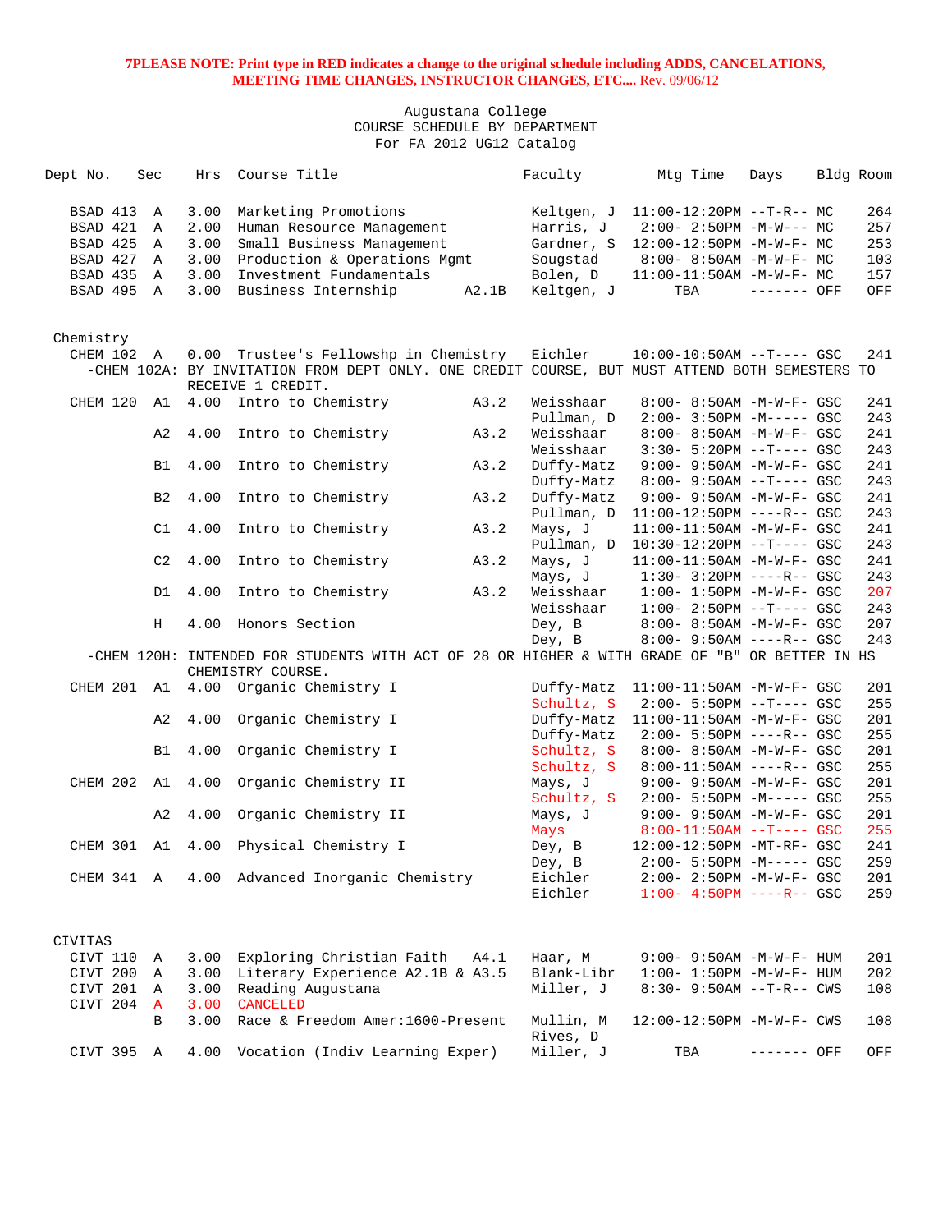**7PLEASE NOTE: Print type in RED indicates a change to the original schedule including ADDS, CANCELATIONS, MEETING TIME CHANGES, INSTRUCTOR CHANGES, ETC....** Rev. 09/06/12

Augustana College
COURSE SCHEDULE BY DEPARTMENT
For FA 2012 UG12 Catalog

| Dept No. | Sec | Hrs | Course Title | | Faculty | Mtg Time | Days | Bldg | Room |
|---|---|---|---|---|---|---|---|---|---|
| BSAD 413 | A | 3.00 | Marketing Promotions | | Keltgen, J | 11:00-12:20PM | --T-R-- | MC | 264 |
| BSAD 421 | A | 2.00 | Human Resource Management | | Harris, J | 2:00- 2:50PM | -M-W--- | MC | 257 |
| BSAD 425 | A | 3.00 | Small Business Management | | Gardner, S | 12:00-12:50PM | -M-W-F- | MC | 253 |
| BSAD 427 | A | 3.00 | Production & Operations Mgmt | | Sougstad | 8:00- 8:50AM | -M-W-F- | MC | 103 |
| BSAD 435 | A | 3.00 | Investment Fundamentals | | Bolen, D | 11:00-11:50AM | -M-W-F- | MC | 157 |
| BSAD 495 | A | 3.00 | Business Internship | A2.1B | Keltgen, J | TBA | ------- | OFF | OFF |
| **Chemistry** | | | | | | | | | |
| CHEM 102 | A | 0.00 | Trustee's Fellowshp in Chemistry | | Eichler | 10:00-10:50AM | --T---- | GSC | 241 |
| -CHEM 102A: BY INVITATION FROM DEPT ONLY. ONE CREDIT COURSE, BUT MUST ATTEND BOTH SEMESTERS TO RECEIVE 1 CREDIT. | | | | | | | | | |
| CHEM 120 | A1 | 4.00 | Intro to Chemistry | A3.2 | Weisshaar | 8:00- 8:50AM | -M-W-F- | GSC | 241 |
| | | | | | Pullman, D | 2:00- 3:50PM | -M----- | GSC | 243 |
| | A2 | 4.00 | Intro to Chemistry | A3.2 | Weisshaar | 8:00- 8:50AM | -M-W-F- | GSC | 241 |
| | | | | | Weisshaar | 3:30- 5:20PM | --T---- | GSC | 243 |
| | B1 | 4.00 | Intro to Chemistry | A3.2 | Duffy-Matz | 9:00- 9:50AM | -M-W-F- | GSC | 241 |
| | | | | | Duffy-Matz | 8:00- 9:50AM | --T---- | GSC | 243 |
| | B2 | 4.00 | Intro to Chemistry | A3.2 | Duffy-Matz | 9:00- 9:50AM | -M-W-F- | GSC | 241 |
| | | | | | Pullman, D | 11:00-12:50PM | ----R-- | GSC | 243 |
| | C1 | 4.00 | Intro to Chemistry | A3.2 | Mays, J | 11:00-11:50AM | -M-W-F- | GSC | 241 |
| | | | | | Pullman, D | 10:30-12:20PM | --T---- | GSC | 243 |
| | C2 | 4.00 | Intro to Chemistry | A3.2 | Mays, J | 11:00-11:50AM | -M-W-F- | GSC | 241 |
| | | | | | Mays, J | 1:30- 3:20PM | ----R-- | GSC | 243 |
| | D1 | 4.00 | Intro to Chemistry | A3.2 | Weisshaar | 1:00- 1:50PM | -M-W-F- | GSC | 207 |
| | | | | | Weisshaar | 1:00- 2:50PM | --T---- | GSC | 243 |
| | H | 4.00 | Honors Section | | Dey, B | 8:00- 8:50AM | -M-W-F- | GSC | 207 |
| | | | | | Dey, B | 8:00- 9:50AM | ----R-- | GSC | 243 |
| -CHEM 120H: INTENDED FOR STUDENTS WITH ACT OF 28 OR HIGHER & WITH GRADE OF "B" OR BETTER IN HS CHEMISTRY COURSE. | | | | | | | | | |
| CHEM 201 | A1 | 4.00 | Organic Chemistry I | | Duffy-Matz | 11:00-11:50AM | -M-W-F- | GSC | 201 |
| | | | | | Schultz, S | 2:00- 5:50PM | --T---- | GSC | 255 |
| | A2 | 4.00 | Organic Chemistry I | | Duffy-Matz | 11:00-11:50AM | -M-W-F- | GSC | 201 |
| | | | | | Duffy-Matz | 2:00- 5:50PM | ----R-- | GSC | 255 |
| | B1 | 4.00 | Organic Chemistry I | | Schultz, S | 8:00- 8:50AM | -M-W-F- | GSC | 201 |
| | | | | | Schultz, S | 8:00-11:50AM | ----R-- | GSC | 255 |
| CHEM 202 | A1 | 4.00 | Organic Chemistry II | | Mays, J | 9:00- 9:50AM | -M-W-F- | GSC | 201 |
| | | | | | Schultz, S | 2:00- 5:50PM | -M----- | GSC | 255 |
| | A2 | 4.00 | Organic Chemistry II | | Mays, J | 9:00- 9:50AM | -M-W-F- | GSC | 201 |
| | | | | | Mays | 8:00-11:50AM | --T---- | GSC | 255 |
| CHEM 301 | A1 | 4.00 | Physical Chemistry I | | Dey, B | 12:00-12:50PM | -MT-RF- | GSC | 241 |
| | | | | | Dey, B | 2:00- 5:50PM | -M----- | GSC | 259 |
| CHEM 341 | A | 4.00 | Advanced Inorganic Chemistry | | Eichler | 2:00- 2:50PM | -M-W-F- | GSC | 201 |
| | | | | | Eichler | 1:00- 4:50PM | ----R-- | GSC | 259 |
| **CIVITAS** | | | | | | | | | |
| CIVT 110 | A | 3.00 | Exploring Christian Faith | A4.1 | Haar, M | 9:00- 9:50AM | -M-W-F- | HUM | 201 |
| CIVT 200 | A | 3.00 | Literary Experience | A2.1B & A3.5 | Blank-Libr | 1:00- 1:50PM | -M-W-F- | HUM | 202 |
| CIVT 201 | A | 3.00 | Reading Augustana | | Miller, J | 8:30- 9:50AM | --T-R-- | CWS | 108 |
| CIVT 204 | A | 3.00 | CANCELED | | | | | | |
| | B | 3.00 | Race & Freedom Amer:1600-Present | | Mullin, M | 12:00-12:50PM | -M-W-F- | CWS | 108 |
| | | | | | Rives, D | | | | |
| CIVT 395 | A | 4.00 | Vocation (Indiv Learning Exper) | | Miller, J | TBA | ------- | OFF | OFF |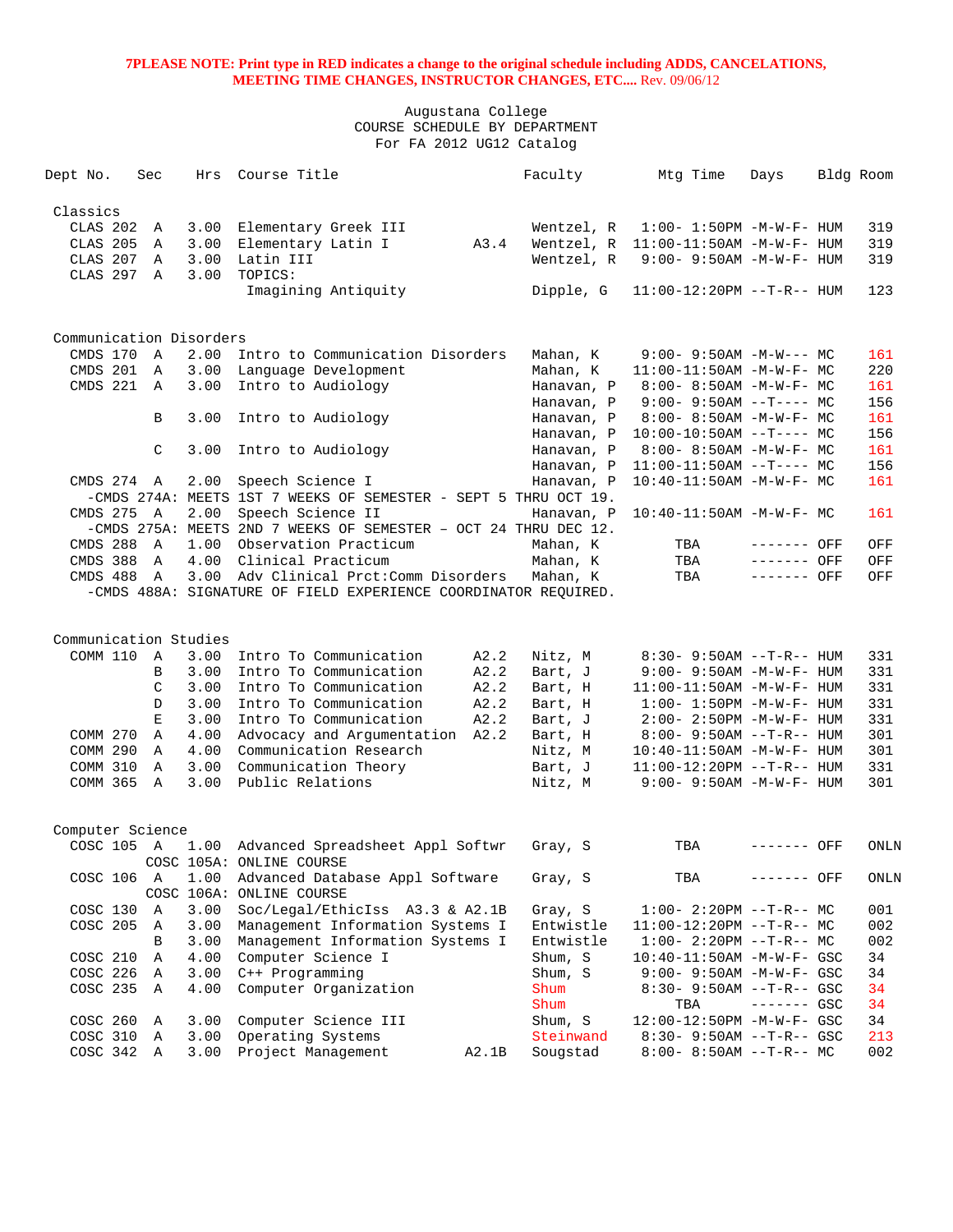**7PLEASE NOTE: Print type in RED indicates a change to the original schedule including ADDS, CANCELATIONS, MEETING TIME CHANGES, INSTRUCTOR CHANGES, ETC....** Rev. 09/06/12

Augustana College
COURSE SCHEDULE BY DEPARTMENT
For FA 2012 UG12 Catalog

| Dept No. | Sec | Hrs | Course Title | | Faculty | Mtg Time | Days | Bldg | Room |
|---|---|---|---|---|---|---|---|---|---|
| **Classics** | | | | | | | | | |
| CLAS 202 | A | 3.00 | Elementary Greek III | | Wentzel, R | 1:00- 1:50PM | -M-W-F- | HUM | 319 |
| CLAS 205 | A | 3.00 | Elementary Latin I | A3.4 | Wentzel, R | 11:00-11:50AM | -M-W-F- | HUM | 319 |
| CLAS 207 | A | 3.00 | Latin III | | Wentzel, R | 9:00- 9:50AM | -M-W-F- | HUM | 319 |
| CLAS 297 | A | 3.00 | TOPICS: Imagining Antiquity | | Dipple, G | 11:00-12:20PM | --T-R-- | HUM | 123 |
| **Communication Disorders** | | | | | | | | | |
| CMDS 170 | A | 2.00 | Intro to Communication Disorders | | Mahan, K | 9:00- 9:50AM | -M-W--- | MC | 161 |
| CMDS 201 | A | 3.00 | Language Development | | Mahan, K | 11:00-11:50AM | -M-W-F- | MC | 220 |
| CMDS 221 | A | 3.00 | Intro to Audiology | | Hanavan, P | 8:00- 8:50AM | -M-W-F- | MC | 161 |
| | | | | | Hanavan, P | 9:00- 9:50AM | --T---- | MC | 156 |
| | B | 3.00 | Intro to Audiology | | Hanavan, P | 8:00- 8:50AM | -M-W-F- | MC | 161 |
| | | | | | Hanavan, P | 10:00-10:50AM | --T---- | MC | 156 |
| | C | 3.00 | Intro to Audiology | | Hanavan, P | 8:00- 8:50AM | -M-W-F- | MC | 161 |
| | | | | | Hanavan, P | 11:00-11:50AM | --T---- | MC | 156 |
| CMDS 274 | A | 2.00 | Speech Science I | | Hanavan, P | 10:40-11:50AM | -M-W-F- | MC | 161 |
| -CMDS 274A: MEETS 1ST 7 WEEKS OF SEMESTER - SEPT 5 THRU OCT 19. | | | | | | | | | |
| CMDS 275 | A | 2.00 | Speech Science II | | Hanavan, P | 10:40-11:50AM | -M-W-F- | MC | 161 |
| -CMDS 275A: MEETS 2ND 7 WEEKS OF SEMESTER – OCT 24 THRU DEC 12. | | | | | | | | | |
| CMDS 288 | A | 1.00 | Observation Practicum | | Mahan, K | TBA | ------- | OFF | OFF |
| CMDS 388 | A | 4.00 | Clinical Practicum | | Mahan, K | TBA | ------- | OFF | OFF |
| CMDS 488 | A | 3.00 | Adv Clinical Prct:Comm Disorders | | Mahan, K | TBA | ------- | OFF | OFF |
| -CMDS 488A: SIGNATURE OF FIELD EXPERIENCE COORDINATOR REQUIRED. | | | | | | | | | |
| **Communication Studies** | | | | | | | | | |
| COMM 110 | A | 3.00 | Intro To Communication | A2.2 | Nitz, M | 8:30- 9:50AM | --T-R-- | HUM | 331 |
| | B | 3.00 | Intro To Communication | A2.2 | Bart, J | 9:00- 9:50AM | -M-W-F- | HUM | 331 |
| | C | 3.00 | Intro To Communication | A2.2 | Bart, H | 11:00-11:50AM | -M-W-F- | HUM | 331 |
| | D | 3.00 | Intro To Communication | A2.2 | Bart, H | 1:00- 1:50PM | -M-W-F- | HUM | 331 |
| | E | 3.00 | Intro To Communication | A2.2 | Bart, J | 2:00- 2:50PM | -M-W-F- | HUM | 331 |
| COMM 270 | A | 4.00 | Advocacy and Argumentation | A2.2 | Bart, H | 8:00- 9:50AM | --T-R-- | HUM | 301 |
| COMM 290 | A | 4.00 | Communication Research | | Nitz, M | 10:40-11:50AM | -M-W-F- | HUM | 301 |
| COMM 310 | A | 3.00 | Communication Theory | | Bart, J | 11:00-12:20PM | --T-R-- | HUM | 331 |
| COMM 365 | A | 3.00 | Public Relations | | Nitz, M | 9:00- 9:50AM | -M-W-F- | HUM | 301 |
| **Computer Science** | | | | | | | | | |
| COSC 105 | A | 1.00 | Advanced Spreadsheet Appl Softwr | | Gray, S | TBA | ------- | OFF | ONLN |
| COSC 105A: ONLINE COURSE | | | | | | | | | |
| COSC 106 | A | 1.00 | Advanced Database Appl Software | | Gray, S | TBA | ------- | OFF | ONLN |
| COSC 106A: ONLINE COURSE | | | | | | | | | |
| COSC 130 | A | 3.00 | Soc/Legal/EthicIss A3.3 & A2.1B | | Gray, S | 1:00- 2:20PM | --T-R-- | MC | 001 |
| COSC 205 | A | 3.00 | Management Information Systems I | | Entwistle | 11:00-12:20PM | --T-R-- | MC | 002 |
| | B | 3.00 | Management Information Systems I | | Entwistle | 1:00- 2:20PM | --T-R-- | MC | 002 |
| COSC 210 | A | 4.00 | Computer Science I | | Shum, S | 10:40-11:50AM | -M-W-F- | GSC | 34 |
| COSC 226 | A | 3.00 | C++ Programming | | Shum, S | 9:00- 9:50AM | -M-W-F- | GSC | 34 |
| COSC 235 | A | 4.00 | Computer Organization | | Shum | 8:30- 9:50AM | --T-R-- | GSC | 34 |
| | | | | | Shum | TBA | ------- | GSC | 34 |
| COSC 260 | A | 3.00 | Computer Science III | | Shum, S | 12:00-12:50PM | -M-W-F- | GSC | 34 |
| COSC 310 | A | 3.00 | Operating Systems | | Steinwand | 8:30- 9:50AM | --T-R-- | GSC | 213 |
| COSC 342 | A | 3.00 | Project Management | A2.1B | Sougstad | 8:00- 8:50AM | --T-R-- | MC | 002 |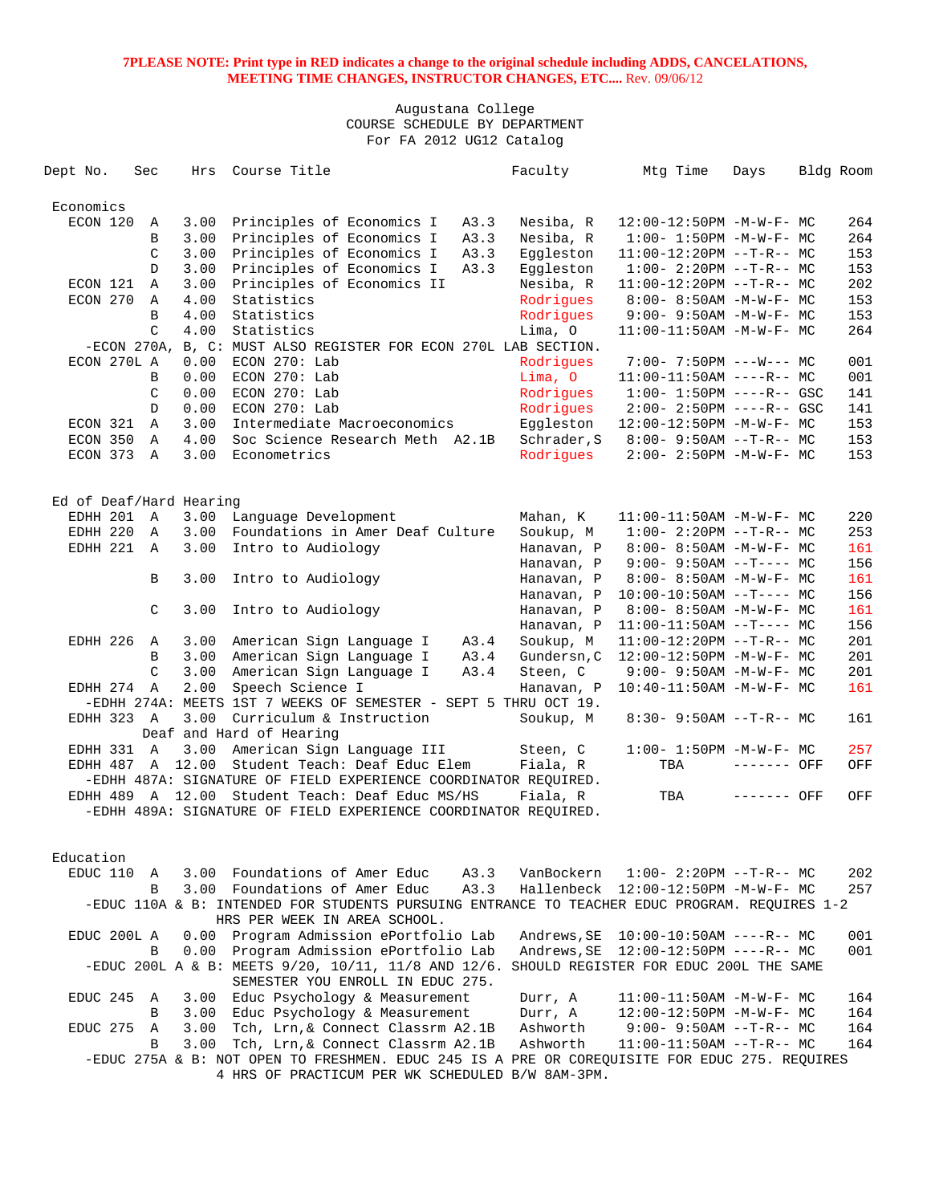**7PLEASE NOTE: Print type in RED indicates a change to the original schedule including ADDS, CANCELATIONS, MEETING TIME CHANGES, INSTRUCTOR CHANGES, ETC....** Rev. 09/06/12

Augustana College
COURSE SCHEDULE BY DEPARTMENT
For FA 2012 UG12 Catalog

| Dept No. | Sec | Hrs | Course Title | | Faculty | Mtg Time | Days | Bldg | Room |
|---|---|---|---|---|---|---|---|---|---|
| **Economics** | | | | | | | | | |
| ECON 120 | A | 3.00 | Principles of Economics I | A3.3 | Nesiba, R | 12:00-12:50PM | -M-W-F- | MC | 264 |
| | B | 3.00 | Principles of Economics I | A3.3 | Nesiba, R | 1:00- 1:50PM | -M-W-F- | MC | 264 |
| | C | 3.00 | Principles of Economics I | A3.3 | Eggleston | 11:00-12:20PM | --T-R-- | MC | 153 |
| | D | 3.00 | Principles of Economics I | A3.3 | Eggleston | 1:00- 2:20PM | --T-R-- | MC | 153 |
| ECON 121 | A | 3.00 | Principles of Economics II | | Nesiba, R | 11:00-12:20PM | --T-R-- | MC | 202 |
| ECON 270 | A | 4.00 | Statistics | | Rodrigues | 8:00- 8:50AM | -M-W-F- | MC | 153 |
| | B | 4.00 | Statistics | | Rodrigues | 9:00- 9:50AM | -M-W-F- | MC | 153 |
| | C | 4.00 | Statistics | | Lima, O | 11:00-11:50AM | -M-W-F- | MC | 264 |
| -ECON 270A, B, C: MUST ALSO REGISTER FOR ECON 270L LAB SECTION. | | | | | | | | | |
| ECON 270L | A | 0.00 | ECON 270: Lab | | Rodrigues | 7:00- 7:50PM | ---W--- | MC | 001 |
| | B | 0.00 | ECON 270: Lab | | Lima, O | 11:00-11:50AM | ----R-- | MC | 001 |
| | C | 0.00 | ECON 270: Lab | | Rodrigues | 1:00- 1:50PM | ----R-- | GSC | 141 |
| | D | 0.00 | ECON 270: Lab | | Rodrigues | 2:00- 2:50PM | ----R-- | GSC | 141 |
| ECON 321 | A | 3.00 | Intermediate Macroeconomics | | Eggleston | 12:00-12:50PM | -M-W-F- | MC | 153 |
| ECON 350 | A | 4.00 | Soc Science Research Meth | A2.1B | Schrader,S | 8:00- 9:50AM | --T-R-- | MC | 153 |
| ECON 373 | A | 3.00 | Econometrics | | Rodrigues | 2:00- 2:50PM | -M-W-F- | MC | 153 |
| **Ed of Deaf/Hard Hearing** | | | | | | | | | |
| EDHH 201 | A | 3.00 | Language Development | | Mahan, K | 11:00-11:50AM | -M-W-F- | MC | 220 |
| EDHH 220 | A | 3.00 | Foundations in Amer Deaf Culture | | Soukup, M | 1:00- 2:20PM | --T-R-- | MC | 253 |
| EDHH 221 | A | 3.00 | Intro to Audiology | | Hanavan, P | 8:00- 8:50AM | -M-W-F- | MC | 161 |
| | | | | | Hanavan, P | 9:00- 9:50AM | --T---- | MC | 156 |
| | B | 3.00 | Intro to Audiology | | Hanavan, P | 8:00- 8:50AM | -M-W-F- | MC | 161 |
| | | | | | Hanavan, P | 10:00-10:50AM | --T---- | MC | 156 |
| | C | 3.00 | Intro to Audiology | | Hanavan, P | 8:00- 8:50AM | -M-W-F- | MC | 161 |
| | | | | | Hanavan, P | 11:00-11:50AM | --T---- | MC | 156 |
| EDHH 226 | A | 3.00 | American Sign Language I | A3.4 | Soukup, M | 11:00-12:20PM | --T-R-- | MC | 201 |
| | B | 3.00 | American Sign Language I | A3.4 | Gundersn,C | 12:00-12:50PM | -M-W-F- | MC | 201 |
| | C | 3.00 | American Sign Language I | A3.4 | Steen, C | 9:00- 9:50AM | -M-W-F- | MC | 201 |
| EDHH 274 | A | 2.00 | Speech Science I | | Hanavan, P | 10:40-11:50AM | -M-W-F- | MC | 161 |
| -EDHH 274A: MEETS 1ST 7 WEEKS OF SEMESTER - SEPT 5 THRU OCT 19. | | | | | | | | | |
| EDHH 323 | A | 3.00 | Curriculum & Instruction Deaf and Hard of Hearing | | Soukup, M | 8:30- 9:50AM | --T-R-- | MC | 161 |
| EDHH 331 | A | 3.00 | American Sign Language III | | Steen, C | 1:00- 1:50PM | -M-W-F- | MC | 257 |
| EDHH 487 | A | 12.00 | Student Teach: Deaf Educ Elem | | Fiala, R | TBA | ------- | OFF | OFF |
| -EDHH 487A: SIGNATURE OF FIELD EXPERIENCE COORDINATOR REQUIRED. | | | | | | | | | |
| EDHH 489 | A | 12.00 | Student Teach: Deaf Educ MS/HS | | Fiala, R | TBA | ------- | OFF | OFF |
| -EDHH 489A: SIGNATURE OF FIELD EXPERIENCE COORDINATOR REQUIRED. | | | | | | | | | |
| **Education** | | | | | | | | | |
| EDUC 110 | A | 3.00 | Foundations of Amer Educ | A3.3 | VanBockern | 1:00- 2:20PM | --T-R-- | MC | 202 |
| | B | 3.00 | Foundations of Amer Educ | A3.3 | Hallenbeck | 12:00-12:50PM | -M-W-F- | MC | 257 |
| -EDUC 110A & B: INTENDED FOR STUDENTS PURSUING ENTRANCE TO TEACHER EDUC PROGRAM. REQUIRES 1-2 HRS PER WEEK IN AREA SCHOOL. | | | | | | | | | |
| EDUC 200L | A | 0.00 | Program Admission ePortfolio Lab | | Andrews,SE | 10:00-10:50AM | ----R-- | MC | 001 |
| | B | 0.00 | Program Admission ePortfolio Lab | | Andrews,SE | 12:00-12:50PM | ----R-- | MC | 001 |
| -EDUC 200L A & B: MEETS 9/20, 10/11, 11/8 AND 12/6. SHOULD REGISTER FOR EDUC 200L THE SAME SEMESTER YOU ENROLL IN EDUC 275. | | | | | | | | | |
| EDUC 245 | A | 3.00 | Educ Psychology & Measurement | | Durr, A | 11:00-11:50AM | -M-W-F- | MC | 164 |
| | B | 3.00 | Educ Psychology & Measurement | | Durr, A | 12:00-12:50PM | -M-W-F- | MC | 164 |
| EDUC 275 | A | 3.00 | Tch, Lrn,& Connect Classrm | A2.1B | Ashworth | 9:00- 9:50AM | --T-R-- | MC | 164 |
| | B | 3.00 | Tch, Lrn,& Connect Classrm | A2.1B | Ashworth | 11:00-11:50AM | --T-R-- | MC | 164 |
| -EDUC 275A & B: NOT OPEN TO FRESHMEN. EDUC 245 IS A PRE OR COREQUISITE FOR EDUC 275. REQUIRES 4 HRS OF PRACTICUM PER WK SCHEDULED B/W 8AM-3PM. | | | | | | | | | |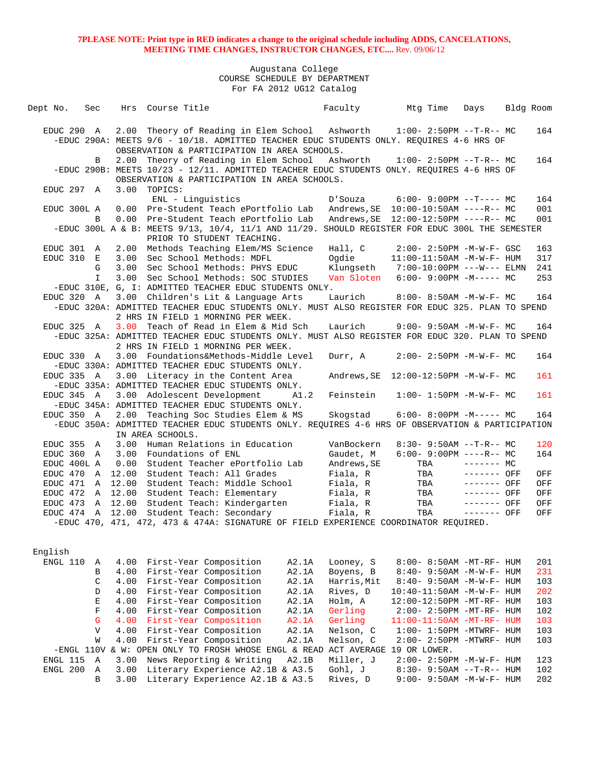**7PLEASE NOTE: Print type in RED indicates a change to the original schedule including ADDS, CANCELATIONS, MEETING TIME CHANGES, INSTRUCTOR CHANGES, ETC....** Rev. 09/06/12

Augustana College
COURSE SCHEDULE BY DEPARTMENT
For FA 2012 UG12 Catalog

```
Dept No.   Sec    Hrs  Course Title                       Faculty         Mtg Time   Days     Bldg Room

  EDUC 290  A    2.00  Theory of Reading in Elem School   Ashworth     1:00- 2:50PM --T-R-- MC     164
    -EDUC 290A: MEETS 9/6 - 10/18. ADMITTED TEACHER EDUC STUDENTS ONLY. REQUIRES 4-6 HRS OF
                OBSERVATION & PARTICIPATION IN AREA SCHOOLS.
            B    2.00  Theory of Reading in Elem School   Ashworth     1:00- 2:50PM --T-R-- MC     164
    -EDUC 290B: MEETS 10/23 - 12/11. ADMITTED TEACHER EDUC STUDENTS ONLY. REQUIRES 4-6 HRS OF
                OBSERVATION & PARTICIPATION IN AREA SCHOOLS.
  EDUC 297  A    3.00  TOPICS:
                         ENL - Linguistics                D'Souza      6:00- 9:00PM --T---- MC     164
  EDUC 300L A    0.00  Pre-Student Teach ePortfolio Lab   Andrews,SE  10:00-10:50AM ----R-- MC     001
            B    0.00  Pre-Student Teach ePortfolio Lab   Andrews,SE  12:00-12:50PM ----R-- MC     001
    -EDUC 300L A & B: MEETS 9/13, 10/4, 11/1 AND 11/29. SHOULD REGISTER FOR EDUC 300L THE SEMESTER
                      PRIOR TO STUDENT TEACHING.
  EDUC 301  A    2.00  Methods Teaching Elem/MS Science   Hall, C      2:00- 2:50PM -M-W-F- GSC    163
  EDUC 310  E    3.00  Sec School Methods: MDFL           Ogdie       11:00-11:50AM -M-W-F- HUM    317
            G    3.00  Sec School Methods: PHYS EDUC      Klungseth    7:00-10:00PM ---W--- ELMN   241
            I    3.00  Sec School Methods: SOC STUDIES    Van Sloten   6:00- 9:00PM -M----- MC     253
    -EDUC 310E, G, I: ADMITTED TEACHER EDUC STUDENTS ONLY.
  EDUC 320  A    3.00  Children's Lit & Language Arts     Laurich      8:00- 8:50AM -M-W-F- MC     164
    -EDUC 320A: ADMITTED TEACHER EDUC STUDENTS ONLY. MUST ALSO REGISTER FOR EDUC 325. PLAN TO SPEND
                2 HRS IN FIELD 1 MORNING PER WEEK.
  EDUC 325  A    3.00  Teach of Read in Elem & Mid Sch    Laurich      9:00- 9:50AM -M-W-F- MC     164
    -EDUC 325A: ADMITTED TEACHER EDUC STUDENTS ONLY. MUST ALSO REGISTER FOR EDUC 320. PLAN TO SPEND
                2 HRS IN FIELD 1 MORNING PER WEEK.
  EDUC 330  A    3.00  Foundations&Methods-Middle Level   Durr, A      2:00- 2:50PM -M-W-F- MC     164
    -EDUC 330A: ADMITTED TEACHER EDUC STUDENTS ONLY.
  EDUC 335  A    3.00  Literacy in the Content Area       Andrews,SE  12:00-12:50PM -M-W-F- MC     161
    -EDUC 335A: ADMITTED TEACHER EDUC STUDENTS ONLY.
  EDUC 345  A    3.00  Adolescent Development     A1.2    Feinstein    1:00- 1:50PM -M-W-F- MC     161
    -EDUC 345A: ADMITTED TEACHER EDUC STUDENTS ONLY.
  EDUC 350  A    2.00  Teaching Soc Studies Elem & MS     Skogstad     6:00- 8:00PM -M----- MC     164
    -EDUC 350A: ADMITTED TEACHER EDUC STUDENTS ONLY. REQUIRES 4-6 HRS OF OBSERVATION & PARTICIPATION
                IN AREA SCHOOLS.
  EDUC 355  A    3.00  Human Relations in Education       VanBockern   8:30- 9:50AM --T-R-- MC     120
  EDUC 360  A    3.00  Foundations of ENL                 Gaudet, M    6:00- 9:00PM ----R-- MC     164
  EDUC 400L A    0.00  Student Teacher ePortfolio Lab     Andrews,SE       TBA      ------- MC
  EDUC 470  A   12.00  Student Teach: All Grades          Fiala, R         TBA      ------- OFF    OFF
  EDUC 471  A   12.00  Student Teach: Middle School       Fiala, R         TBA      ------- OFF    OFF
  EDUC 472  A   12.00  Student Teach: Elementary          Fiala, R         TBA      ------- OFF    OFF
  EDUC 473  A   12.00  Student Teach: Kindergarten        Fiala, R         TBA      ------- OFF    OFF
  EDUC 474  A   12.00  Student Teach: Secondary           Fiala, R         TBA      ------- OFF    OFF
    -EDUC 470, 471, 472, 473 & 474A: SIGNATURE OF FIELD EXPERIENCE COORDINATOR REQUIRED.


 English
  ENGL 110  A    4.00  First-Year Composition     A2.1A   Looney, S    8:00- 8:50AM -MT-RF- HUM    201
            B    4.00  First-Year Composition     A2.1A   Boyens, B    8:40- 9:50AM -M-W-F- HUM    231
            C    4.00  First-Year Composition     A2.1A   Harris,Mit   8:40- 9:50AM -M-W-F- HUM    103
            D    4.00  First-Year Composition     A2.1A   Rives, D    10:40-11:50AM -M-W-F- HUM    202
            E    4.00  First-Year Composition     A2.1A   Holm, A     12:00-12:50PM -MT-RF- HUM    103
            F    4.00  First-Year Composition     A2.1A   Gerling      2:00- 2:50PM -MT-RF- HUM    102
            G    4.00  First-Year Composition     A2.1A   Gerling     11:00-11:50AM -MT-RF- HUM    103
            V    4.00  First-Year Composition     A2.1A   Nelson, C    1:00- 1:50PM -MTWRF- HUM    103
            W    4.00  First-Year Composition     A2.1A   Nelson, C    2:00- 2:50PM -MTWRF- HUM    103
    -ENGL 110V & W: OPEN ONLY TO FROSH WHOSE ENGL & READ ACT AVERAGE 19 OR LOWER.
  ENGL 115  A    3.00  News Reporting & Writing   A2.1B   Miller, J    2:00- 2:50PM -M-W-F- HUM    123
  ENGL 200  A    3.00  Literary Experience A2.1B & A3.5   Gohl, J      8:30- 9:50AM --T-R-- HUM    102
            B    3.00  Literary Experience A2.1B & A3.5   Rives, D     9:00- 9:50AM -M-W-F- HUM    202
```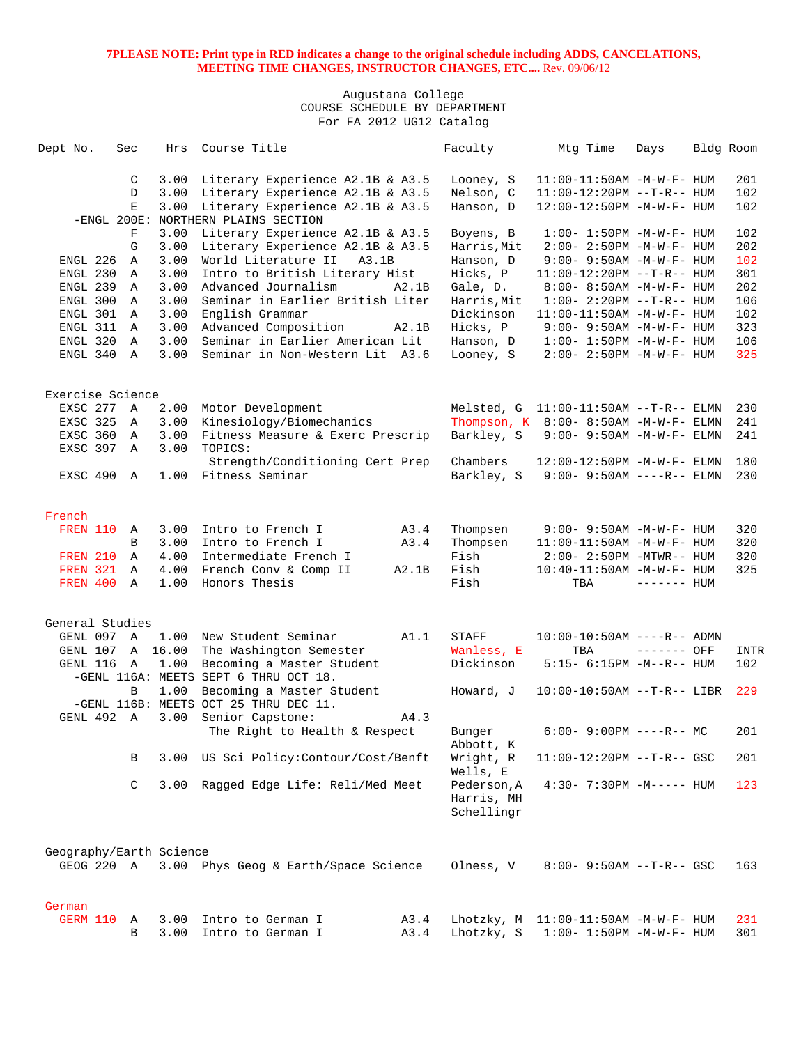**7PLEASE NOTE: Print type in RED indicates a change to the original schedule including ADDS, CANCELATIONS, MEETING TIME CHANGES, INSTRUCTOR CHANGES, ETC....** Rev. 09/06/12

Augustana College
COURSE SCHEDULE BY DEPARTMENT
For FA 2012 UG12 Catalog

| Dept No. | Sec | Hrs | Course Title | Faculty | Mtg Time | Days | Bldg | Room |
|---|---|---|---|---|---|---|---|---|
| | C | 3.00 | Literary Experience A2.1B & A3.5 | Looney, S | 11:00-11:50AM | -M-W-F- | HUM | 201 |
| | D | 3.00 | Literary Experience A2.1B & A3.5 | Nelson, C | 11:00-12:20PM | --T-R-- | HUM | 102 |
| | E | 3.00 | Literary Experience A2.1B & A3.5 | Hanson, D | 12:00-12:50PM | -M-W-F- | HUM | 102 |
| -ENGL 200E: NORTHERN PLAINS SECTION | | | | | | | | |
| | F | 3.00 | Literary Experience A2.1B & A3.5 | Boyens, B | 1:00- 1:50PM | -M-W-F- | HUM | 102 |
| | G | 3.00 | Literary Experience A2.1B & A3.5 | Harris,Mit | 2:00- 2:50PM | -M-W-F- | HUM | 202 |
| ENGL 226 | A | 3.00 | World Literature II A3.1B | Hanson, D | 9:00- 9:50AM | -M-W-F- | HUM | 102 |
| ENGL 230 | A | 3.00 | Intro to British Literary Hist | Hicks, P | 11:00-12:20PM | --T-R-- | HUM | 301 |
| ENGL 239 | A | 3.00 | Advanced Journalism A2.1B | Gale, D. | 8:00- 8:50AM | -M-W-F- | HUM | 202 |
| ENGL 300 | A | 3.00 | Seminar in Earlier British Liter | Harris,Mit | 1:00- 2:20PM | --T-R-- | HUM | 106 |
| ENGL 301 | A | 3.00 | English Grammar | Dickinson | 11:00-11:50AM | -M-W-F- | HUM | 102 |
| ENGL 311 | A | 3.00 | Advanced Composition A2.1B | Hicks, P | 9:00- 9:50AM | -M-W-F- | HUM | 323 |
| ENGL 320 | A | 3.00 | Seminar in Earlier American Lit | Hanson, D | 1:00- 1:50PM | -M-W-F- | HUM | 106 |
| ENGL 340 | A | 3.00 | Seminar in Non-Western Lit A3.6 | Looney, S | 2:00- 2:50PM | -M-W-F- | HUM | 325 |

## Exercise Science

| Dept No. | Sec | Hrs | Course Title | Faculty | Mtg Time | Days | Bldg | Room |
|---|---|---|---|---|---|---|---|---|
| EXSC 277 | A | 2.00 | Motor Development | Melsted, G | 11:00-11:50AM | --T-R-- | ELMN | 230 |
| EXSC 325 | A | 3.00 | Kinesiology/Biomechanics | Thompson, K | 8:00- 8:50AM | -M-W-F- | ELMN | 241 |
| EXSC 360 | A | 3.00 | Fitness Measure & Exerc Prescrip | Barkley, S | 9:00- 9:50AM | -M-W-F- | ELMN | 241 |
| EXSC 397 | A | 3.00 | TOPICS: Strength/Conditioning Cert Prep | Chambers | 12:00-12:50PM | -M-W-F- | ELMN | 180 |
| EXSC 490 | A | 1.00 | Fitness Seminar | Barkley, S | 9:00- 9:50AM | ----R-- | ELMN | 230 |

## French

| Dept No. | Sec | Hrs | Course Title | Faculty | Mtg Time | Days | Bldg | Room |
|---|---|---|---|---|---|---|---|---|
| FREN 110 | A | 3.00 | Intro to French I A3.4 | Thompsen | 9:00- 9:50AM | -M-W-F- | HUM | 320 |
| | B | 3.00 | Intro to French I A3.4 | Thompsen | 11:00-11:50AM | -M-W-F- | HUM | 320 |
| FREN 210 | A | 4.00 | Intermediate French I | Fish | 2:00- 2:50PM | -MTWR-- | HUM | 320 |
| FREN 321 | A | 4.00 | French Conv & Comp II A2.1B | Fish | 10:40-11:50AM | -M-W-F- | HUM | 325 |
| FREN 400 | A | 1.00 | Honors Thesis | Fish | TBA | ------- | HUM | |

## General Studies

| Dept No. | Sec | Hrs | Course Title | Faculty | Mtg Time | Days | Bldg | Room |
|---|---|---|---|---|---|---|---|---|
| GENL 097 | A | 1.00 | New Student Seminar A1.1 | STAFF | 10:00-10:50AM | ----R-- | ADMN | |
| GENL 107 | A | 16.00 | The Washington Semester | Wanless, E | TBA | ------- | OFF | INTR |
| GENL 116 | A | 1.00 | Becoming a Master Student | Dickinson | 5:15- 6:15PM | -M--R-- | HUM | 102 |
| -GENL 116A: MEETS SEPT 6 THRU OCT 18. | | | | | | | | |
| | B | 1.00 | Becoming a Master Student | Howard, J | 10:00-10:50AM | --T-R-- | LIBR | 229 |
| -GENL 116B: MEETS OCT 25 THRU DEC 11. | | | | | | | | |
| GENL 492 | A | 3.00 | Senior Capstone: A4.3 The Right to Health & Respect | Bunger; Abbott, K | 6:00- 9:00PM | ----R-- | MC | 201 |
| | B | 3.00 | US Sci Policy:Contour/Cost/Benft | Wright, R; Wells, E | 11:00-12:20PM | --T-R-- | GSC | 201 |
| | C | 3.00 | Ragged Edge Life: Reli/Med Meet | Pederson,A; Harris, MH; Schellingr | 4:30- 7:30PM | -M----- | HUM | 123 |

## Geography/Earth Science

| Dept No. | Sec | Hrs | Course Title | Faculty | Mtg Time | Days | Bldg | Room |
|---|---|---|---|---|---|---|---|---|
| GEOG 220 | A | 3.00 | Phys Geog & Earth/Space Science | Olness, V | 8:00- 9:50AM | --T-R-- | GSC | 163 |

## German

| Dept No. | Sec | Hrs | Course Title | Faculty | Mtg Time | Days | Bldg | Room |
|---|---|---|---|---|---|---|---|---|
| GERM 110 | A | 3.00 | Intro to German I A3.4 | Lhotzky, M | 11:00-11:50AM | -M-W-F- | HUM | 231 |
| | B | 3.00 | Intro to German I A3.4 | Lhotzky, S | 1:00- 1:50PM | -M-W-F- | HUM | 301 |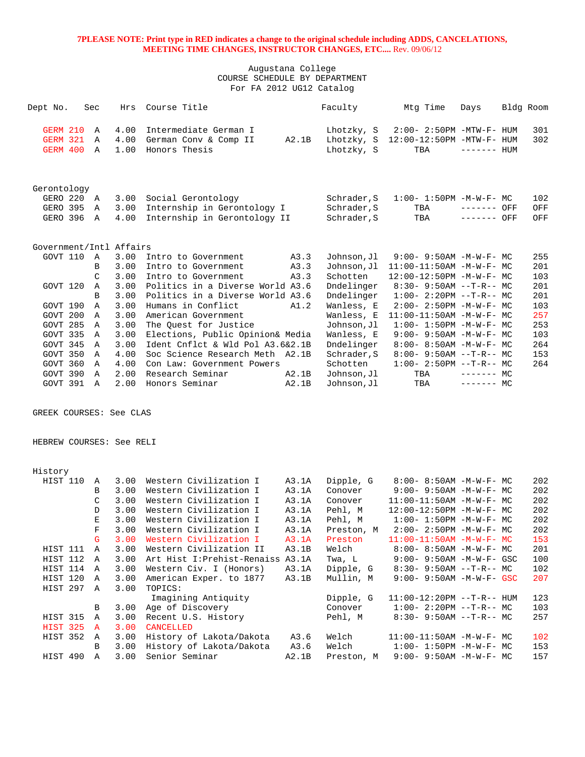**7PLEASE NOTE: Print type in RED indicates a change to the original schedule including ADDS, CANCELATIONS, MEETING TIME CHANGES, INSTRUCTOR CHANGES, ETC....** Rev. 09/06/12

Augustana College
COURSE SCHEDULE BY DEPARTMENT
For FA 2012 UG12 Catalog

| Dept No. | Sec | Hrs | Course Title | | Faculty | Mtg Time | Days | Bldg | Room |
|---|---|---|---|---|---|---|---|---|---|
| GERM 210 | A | 4.00 | Intermediate German I | | Lhotzky, S | 2:00- 2:50PM | -MTW-F- | HUM | 301 |
| GERM 321 | A | 4.00 | German Conv & Comp II | A2.1B | Lhotzky, S | 12:00-12:50PM | -MTW-F- | HUM | 302 |
| GERM 400 | A | 1.00 | Honors Thesis | | Lhotzky, S | TBA | ------- | HUM | |
| **Gerontology** | | | | | | | | | |
| GERO 220 | A | 3.00 | Social Gerontology | | Schrader,S | 1:00- 1:50PM | -M-W-F- | MC | 102 |
| GERO 395 | A | 3.00 | Internship in Gerontology I | | Schrader,S | TBA | ------- | OFF | OFF |
| GERO 396 | A | 4.00 | Internship in Gerontology II | | Schrader,S | TBA | ------- | OFF | OFF |
| **Government/Intl Affairs** | | | | | | | | | |
| GOVT 110 | A | 3.00 | Intro to Government | A3.3 | Johnson,Jl | 9:00- 9:50AM | -M-W-F- | MC | 255 |
| | B | 3.00 | Intro to Government | A3.3 | Johnson,Jl | 11:00-11:50AM | -M-W-F- | MC | 201 |
| | C | 3.00 | Intro to Government | A3.3 | Schotten | 12:00-12:50PM | -M-W-F- | MC | 103 |
| GOVT 120 | A | 3.00 | Politics in a Diverse World | A3.6 | Dndelinger | 8:30- 9:50AM | --T-R-- | MC | 201 |
| | B | 3.00 | Politics in a Diverse World | A3.6 | Dndelinger | 1:00- 2:20PM | --T-R-- | MC | 201 |
| GOVT 190 | A | 3.00 | Humans in Conflict | A1.2 | Wanless, E | 2:00- 2:50PM | -M-W-F- | MC | 103 |
| GOVT 200 | A | 3.00 | American Government | | Wanless, E | 11:00-11:50AM | -M-W-F- | MC | 257 |
| GOVT 285 | A | 3.00 | The Quest for Justice | | Johnson,Jl | 1:00- 1:50PM | -M-W-F- | MC | 253 |
| GOVT 335 | A | 3.00 | Elections, Public Opinion& Media | | Wanless, E | 9:00- 9:50AM | -M-W-F- | MC | 103 |
| GOVT 345 | A | 3.00 | Ident Cnflct & Wld Pol | A3.6&2.1B | Dndelinger | 8:00- 8:50AM | -M-W-F- | MC | 264 |
| GOVT 350 | A | 4.00 | Soc Science Research Meth | A2.1B | Schrader,S | 8:00- 9:50AM | --T-R-- | MC | 153 |
| GOVT 360 | A | 4.00 | Con Law: Government Powers | | Schotten | 1:00- 2:50PM | --T-R-- | MC | 264 |
| GOVT 390 | A | 2.00 | Research Seminar | A2.1B | Johnson,Jl | TBA | ------- | MC | |
| GOVT 391 | A | 2.00 | Honors Seminar | A2.1B | Johnson,Jl | TBA | ------- | MC | |

GREEK COURSES: See CLAS

HEBREW COURSES: See RELI

| Dept No. | Sec | Hrs | Course Title | | Faculty | Mtg Time | Days | Bldg | Room |
|---|---|---|---|---|---|---|---|---|---|
| **History** | | | | | | | | | |
| HIST 110 | A | 3.00 | Western Civilization I | A3.1A | Dipple, G | 8:00- 8:50AM | -M-W-F- | MC | 202 |
| | B | 3.00 | Western Civilization I | A3.1A | Conover | 9:00- 9:50AM | -M-W-F- | MC | 202 |
| | C | 3.00 | Western Civilization I | A3.1A | Conover | 11:00-11:50AM | -M-W-F- | MC | 202 |
| | D | 3.00 | Western Civilization I | A3.1A | Pehl, M | 12:00-12:50PM | -M-W-F- | MC | 202 |
| | E | 3.00 | Western Civilization I | A3.1A | Pehl, M | 1:00- 1:50PM | -M-W-F- | MC | 202 |
| | F | 3.00 | Western Civilization I | A3.1A | Preston, M | 2:00- 2:50PM | -M-W-F- | MC | 202 |
| | G | 3.00 | Western Civilization I | A3.1A | Preston | 11:00-11:50AM | -M-W-F- | MC | 153 |
| HIST 111 | A | 3.00 | Western Civilization II | A3.1B | Welch | 8:00- 8:50AM | -M-W-F- | MC | 201 |
| HIST 112 | A | 3.00 | Art Hist I:Prehist-Renaiss | A3.1A | Twa, L | 9:00- 9:50AM | -M-W-F- | GSC | 100 |
| HIST 114 | A | 3.00 | Western Civ. I (Honors) | A3.1A | Dipple, G | 8:30- 9:50AM | --T-R-- | MC | 102 |
| HIST 120 | A | 3.00 | American Exper. to 1877 | A3.1B | Mullin, M | 9:00- 9:50AM | -M-W-F- | GSC | 207 |
| HIST 297 | A | 3.00 | TOPICS: Imagining Antiquity | | Dipple, G | 11:00-12:20PM | --T-R-- | HUM | 123 |
| | B | 3.00 | Age of Discovery | | Conover | 1:00- 2:20PM | --T-R-- | MC | 103 |
| HIST 315 | A | 3.00 | Recent U.S. History | | Pehl, M | 8:30- 9:50AM | --T-R-- | MC | 257 |
| HIST 325 | A | 3.00 | CANCELLED | | | | | | |
| HIST 352 | A | 3.00 | History of Lakota/Dakota | A3.6 | Welch | 11:00-11:50AM | -M-W-F- | MC | 102 |
| | B | 3.00 | History of Lakota/Dakota | A3.6 | Welch | 1:00- 1:50PM | -M-W-F- | MC | 153 |
| HIST 490 | A | 3.00 | Senior Seminar | A2.1B | Preston, M | 9:00- 9:50AM | -M-W-F- | MC | 157 |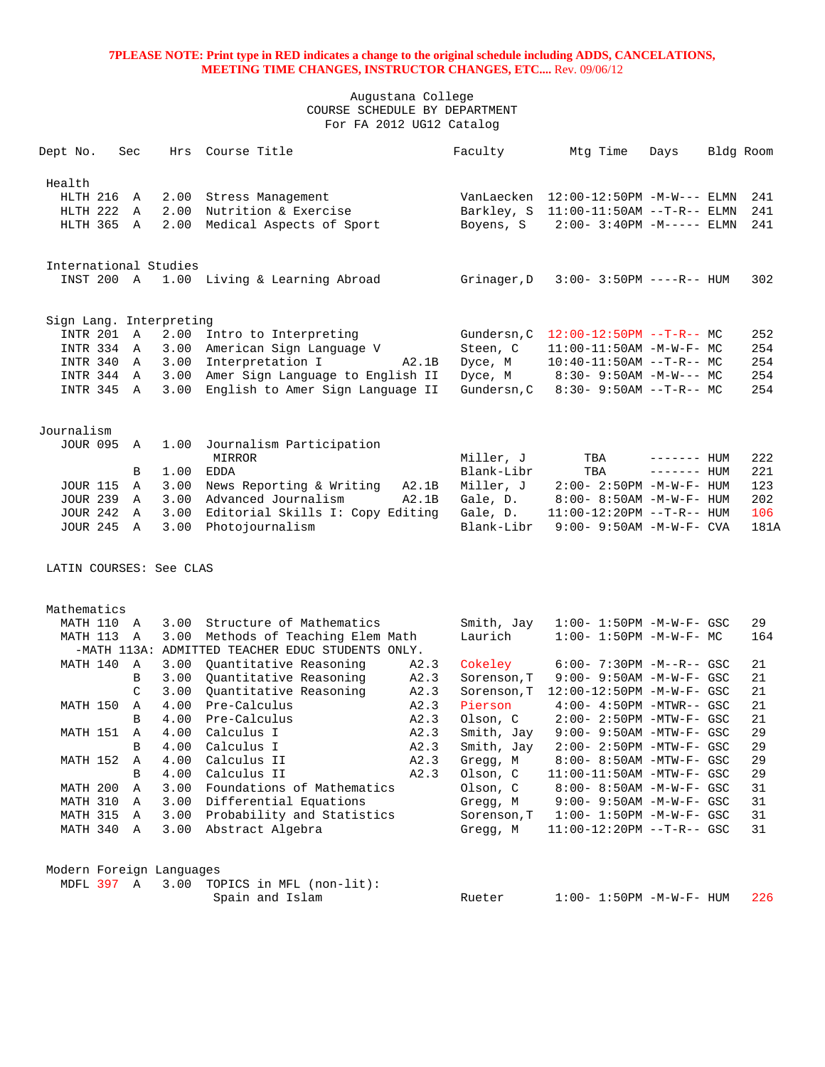**7PLEASE NOTE: Print type in RED indicates a change to the original schedule including ADDS, CANCELATIONS, MEETING TIME CHANGES, INSTRUCTOR CHANGES, ETC....** Rev. 09/06/12

Augustana College
COURSE SCHEDULE BY DEPARTMENT
For FA 2012 UG12 Catalog

| Dept No. | Sec | Hrs | Course Title | | Faculty | Mtg Time | Days | Bldg | Room |
|---|---|---|---|---|---|---|---|---|---|
| **Health** | | | | | | | | | |
| HLTH 216 | A | 2.00 | Stress Management | | VanLaecken | 12:00-12:50PM | -M-W--- | ELMN | 241 |
| HLTH 222 | A | 2.00 | Nutrition & Exercise | | Barkley, S | 11:00-11:50AM | --T-R-- | ELMN | 241 |
| HLTH 365 | A | 2.00 | Medical Aspects of Sport | | Boyens, S | 2:00- 3:40PM | -M----- | ELMN | 241 |
| **International Studies** | | | | | | | | | |
| INST 200 | A | 1.00 | Living & Learning Abroad | | Grinager,D | 3:00- 3:50PM | ----R-- | HUM | 302 |
| **Sign Lang. Interpreting** | | | | | | | | | |
| INTR 201 | A | 2.00 | Intro to Interpreting | | Gundersn,C | 12:00-12:50PM | --T-R-- | MC | 252 |
| INTR 334 | A | 3.00 | American Sign Language V | | Steen, C | 11:00-11:50AM | -M-W-F- | MC | 254 |
| INTR 340 | A | 3.00 | Interpretation I | A2.1B | Dyce, M | 10:40-11:50AM | --T-R-- | MC | 254 |
| INTR 344 | A | 3.00 | Amer Sign Language to English II | | Dyce, M | 8:30- 9:50AM | -M-W--- | MC | 254 |
| INTR 345 | A | 3.00 | English to Amer Sign Language II | | Gundersn,C | 8:30- 9:50AM | --T-R-- | MC | 254 |
| **Journalism** | | | | | | | | | |
| JOUR 095 | A | 1.00 | Journalism Participation MIRROR | | Miller, J | TBA | ------- | HUM | 222 |
| | B | 1.00 | EDDA | | Blank-Libr | TBA | ------- | HUM | 221 |
| JOUR 115 | A | 3.00 | News Reporting & Writing | A2.1B | Miller, J | 2:00- 2:50PM | -M-W-F- | HUM | 123 |
| JOUR 239 | A | 3.00 | Advanced Journalism | A2.1B | Gale, D. | 8:00- 8:50AM | -M-W-F- | HUM | 202 |
| JOUR 242 | A | 3.00 | Editorial Skills I: Copy Editing | | Gale, D. | 11:00-12:20PM | --T-R-- | HUM | 106 |
| JOUR 245 | A | 3.00 | Photojournalism | | Blank-Libr | 9:00- 9:50AM | -M-W-F- | CVA | 181A |
| **LATIN COURSES: See CLAS** | | | | | | | | | |
| **Mathematics** | | | | | | | | | |
| MATH 110 | A | 3.00 | Structure of Mathematics | | Smith, Jay | 1:00- 1:50PM | -M-W-F- | GSC | 29 |
| MATH 113 | A | 3.00 | Methods of Teaching Elem Math | | Laurich | 1:00- 1:50PM | -M-W-F- | MC | 164 |
| -MATH 113A: ADMITTED TEACHER EDUC STUDENTS ONLY. | | | | | | | | | |
| MATH 140 | A | 3.00 | Quantitative Reasoning | A2.3 | Cokeley | 6:00- 7:30PM | -M--R-- | GSC | 21 |
| | B | 3.00 | Quantitative Reasoning | A2.3 | Sorenson,T | 9:00- 9:50AM | -M-W-F- | GSC | 21 |
| | C | 3.00 | Quantitative Reasoning | A2.3 | Sorenson,T | 12:00-12:50PM | -M-W-F- | GSC | 21 |
| MATH 150 | A | 4.00 | Pre-Calculus | A2.3 | Pierson | 4:00- 4:50PM | -MTWR-- | GSC | 21 |
| | B | 4.00 | Pre-Calculus | A2.3 | Olson, C | 2:00- 2:50PM | -MTW-F- | GSC | 21 |
| MATH 151 | A | 4.00 | Calculus I | A2.3 | Smith, Jay | 9:00- 9:50AM | -MTW-F- | GSC | 29 |
| | B | 4.00 | Calculus I | A2.3 | Smith, Jay | 2:00- 2:50PM | -MTW-F- | GSC | 29 |
| MATH 152 | A | 4.00 | Calculus II | A2.3 | Gregg, M | 8:00- 8:50AM | -MTW-F- | GSC | 29 |
| | B | 4.00 | Calculus II | A2.3 | Olson, C | 11:00-11:50AM | -MTW-F- | GSC | 29 |
| MATH 200 | A | 3.00 | Foundations of Mathematics | | Olson, C | 8:00- 8:50AM | -M-W-F- | GSC | 31 |
| MATH 310 | A | 3.00 | Differential Equations | | Gregg, M | 9:00- 9:50AM | -M-W-F- | GSC | 31 |
| MATH 315 | A | 3.00 | Probability and Statistics | | Sorenson,T | 1:00- 1:50PM | -M-W-F- | GSC | 31 |
| MATH 340 | A | 3.00 | Abstract Algebra | | Gregg, M | 11:00-12:20PM | --T-R-- | GSC | 31 |
| **Modern Foreign Languages** | | | | | | | | | |
| MDFL 397 | A | 3.00 | TOPICS in MFL (non-lit): Spain and Islam | | Rueter | 1:00- 1:50PM | -M-W-F- | HUM | 226 |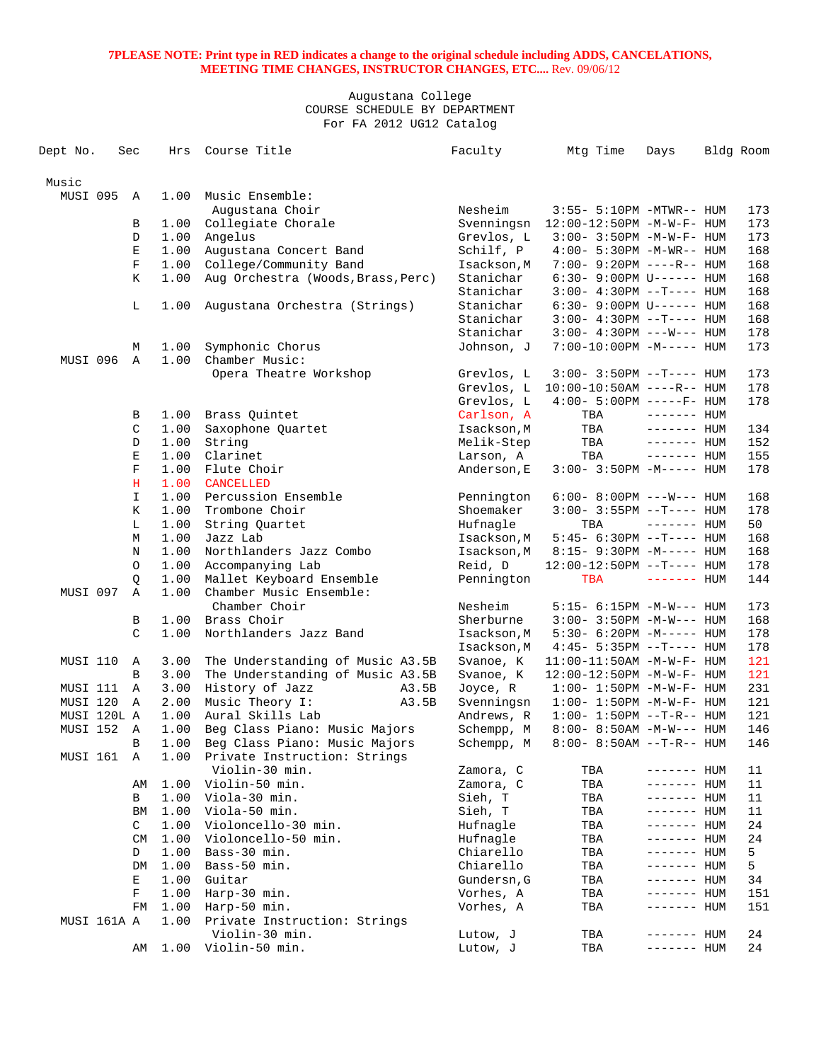**7PLEASE NOTE: Print type in RED indicates a change to the original schedule including ADDS, CANCELATIONS, MEETING TIME CHANGES, INSTRUCTOR CHANGES, ETC....** Rev. 09/06/12

Augustana College
COURSE SCHEDULE BY DEPARTMENT
For FA 2012 UG12 Catalog

| Dept No. | Sec | Hrs | Course Title | Faculty | Mtg Time | Days | Bldg | Room |
|---|---|---|---|---|---|---|---|---|
| Music | | | | | | | | |
| MUSI 095 | A | 1.00 | Music Ensemble: | | | | | |
| | | | Augustana Choir | Nesheim | 3:55- 5:10PM | -MTWR-- | HUM | 173 |
| | B | 1.00 | Collegiate Chorale | Svenningsn | 12:00-12:50PM | -M-W-F- | HUM | 173 |
| | D | 1.00 | Angelus | Grevlos, L | 3:00- 3:50PM | -M-W-F- | HUM | 173 |
| | E | 1.00 | Augustana Concert Band | Schilf, P | 4:00- 5:30PM | -M-WR-- | HUM | 168 |
| | F | 1.00 | College/Community Band | Isackson,M | 7:00- 9:20PM | ----R-- | HUM | 168 |
| | K | 1.00 | Aug Orchestra (Woods,Brass,Perc) | Stanichar | 6:30- 9:00PM | U------ | HUM | 168 |
| | | | | Stanichar | 3:00- 4:30PM | --T---- | HUM | 168 |
| | L | 1.00 | Augustana Orchestra (Strings) | Stanichar | 6:30- 9:00PM | U------ | HUM | 168 |
| | | | | Stanichar | 3:00- 4:30PM | --T---- | HUM | 168 |
| | | | | Stanichar | 3:00- 4:30PM | ---W--- | HUM | 178 |
| | M | 1.00 | Symphonic Chorus | Johnson, J | 7:00-10:00PM | -M----- | HUM | 173 |
| MUSI 096 | A | 1.00 | Chamber Music: | | | | | |
| | | | Opera Theatre Workshop | Grevlos, L | 3:00- 3:50PM | --T---- | HUM | 173 |
| | | | | Grevlos, L | 10:00-10:50AM | ----R-- | HUM | 178 |
| | | | | Grevlos, L | 4:00- 5:00PM | -----F- | HUM | 178 |
| | B | 1.00 | Brass Quintet | Carlson, A | TBA | ------- | HUM | |
| | C | 1.00 | Saxophone Quartet | Isackson,M | TBA | ------- | HUM | 134 |
| | D | 1.00 | String | Melik-Step | TBA | ------- | HUM | 152 |
| | E | 1.00 | Clarinet | Larson, A | TBA | ------- | HUM | 155 |
| | F | 1.00 | Flute Choir | Anderson,E | 3:00- 3:50PM | -M----- | HUM | 178 |
| | H | 1.00 | CANCELLED | | | | | |
| | I | 1.00 | Percussion Ensemble | Pennington | 6:00- 8:00PM | ---W--- | HUM | 168 |
| | K | 1.00 | Trombone Choir | Shoemaker | 3:00- 3:55PM | --T---- | HUM | 178 |
| | L | 1.00 | String Quartet | Hufnagle | TBA | ------- | HUM | 50 |
| | M | 1.00 | Jazz Lab | Isackson,M | 5:45- 6:30PM | --T---- | HUM | 168 |
| | N | 1.00 | Northlanders Jazz Combo | Isackson,M | 8:15- 9:30PM | -M----- | HUM | 168 |
| | O | 1.00 | Accompanying Lab | Reid, D | 12:00-12:50PM | --T---- | HUM | 178 |
| | Q | 1.00 | Mallet Keyboard Ensemble | Pennington | TBA | ------- | HUM | 144 |
| MUSI 097 | A | 1.00 | Chamber Music Ensemble: | | | | | |
| | | | Chamber Choir | Nesheim | 5:15- 6:15PM | -M-W--- | HUM | 173 |
| | B | 1.00 | Brass Choir | Sherburne | 3:00- 3:50PM | -M-W--- | HUM | 168 |
| | C | 1.00 | Northlanders Jazz Band | Isackson,M | 5:30- 6:20PM | -M----- | HUM | 178 |
| | | | | Isackson,M | 4:45- 5:35PM | --T---- | HUM | 178 |
| MUSI 110 | A | 3.00 | The Understanding of Music A3.5B | Svanoe, K | 11:00-11:50AM | -M-W-F- | HUM | 121 |
| | B | 3.00 | The Understanding of Music A3.5B | Svanoe, K | 12:00-12:50PM | -M-W-F- | HUM | 121 |
| MUSI 111 | A | 3.00 | History of Jazz A3.5B | Joyce, R | 1:00- 1:50PM | -M-W-F- | HUM | 231 |
| MUSI 120 | A | 2.00 | Music Theory I: A3.5B | Svenningsn | 1:00- 1:50PM | -M-W-F- | HUM | 121 |
| MUSI 120L | A | 1.00 | Aural Skills Lab | Andrews, R | 1:00- 1:50PM | --T-R-- | HUM | 121 |
| MUSI 152 | A | 1.00 | Beg Class Piano: Music Majors | Schempp, M | 8:00- 8:50AM | -M-W--- | HUM | 146 |
| | B | 1.00 | Beg Class Piano: Music Majors | Schempp, M | 8:00- 8:50AM | --T-R-- | HUM | 146 |
| MUSI 161 | A | 1.00 | Private Instruction: Strings | | | | | |
| | | | Violin-30 min. | Zamora, C | TBA | ------- | HUM | 11 |
| | AM | 1.00 | Violin-50 min. | Zamora, C | TBA | ------- | HUM | 11 |
| | B | 1.00 | Viola-30 min. | Sieh, T | TBA | ------- | HUM | 11 |
| | BM | 1.00 | Viola-50 min. | Sieh, T | TBA | ------- | HUM | 11 |
| | C | 1.00 | Violoncello-30 min. | Hufnagle | TBA | ------- | HUM | 24 |
| | CM | 1.00 | Violoncello-50 min. | Hufnagle | TBA | ------- | HUM | 24 |
| | D | 1.00 | Bass-30 min. | Chiarello | TBA | ------- | HUM | 5 |
| | DM | 1.00 | Bass-50 min. | Chiarello | TBA | ------- | HUM | 5 |
| | E | 1.00 | Guitar | Gundersn,G | TBA | ------- | HUM | 34 |
| | F | 1.00 | Harp-30 min. | Vorhes, A | TBA | ------- | HUM | 151 |
| | FM | 1.00 | Harp-50 min. | Vorhes, A | TBA | ------- | HUM | 151 |
| MUSI 161A | A | 1.00 | Private Instruction: Strings | | | | | |
| | | | Violin-30 min. | Lutow, J | TBA | ------- | HUM | 24 |
| | AM | 1.00 | Violin-50 min. | Lutow, J | TBA | ------- | HUM | 24 |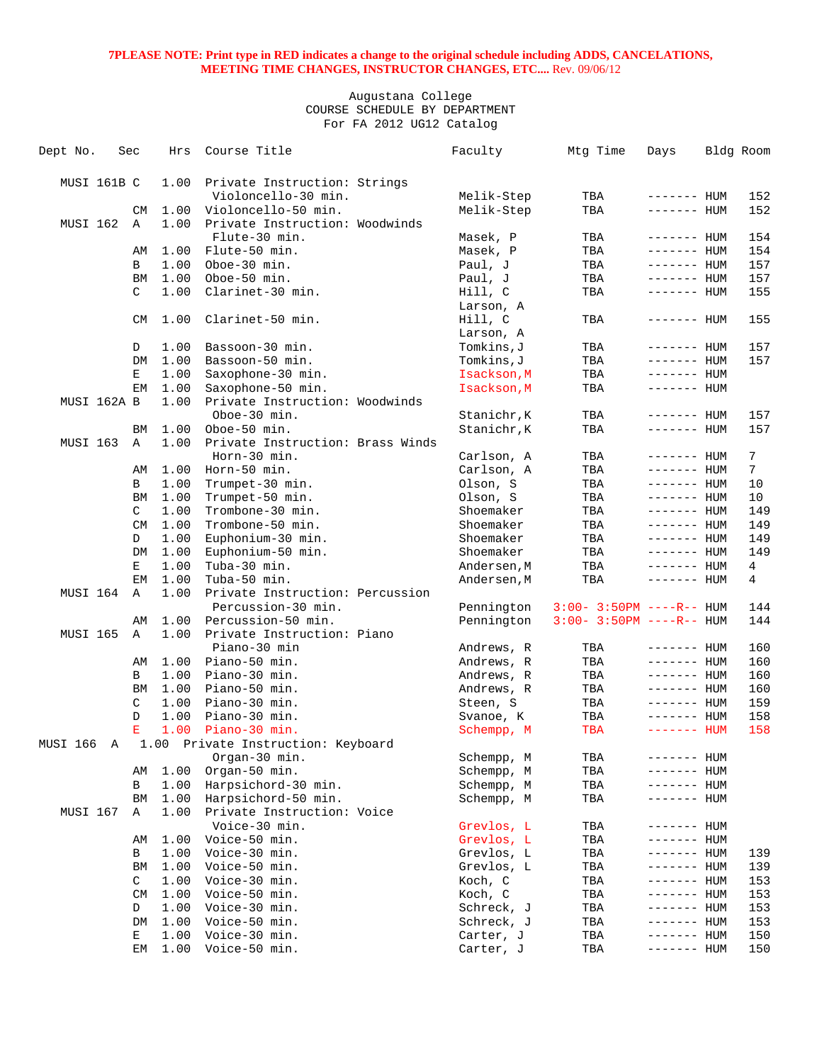**7PLEASE NOTE: Print type in RED indicates a change to the original schedule including ADDS, CANCELATIONS, MEETING TIME CHANGES, INSTRUCTOR CHANGES, ETC....** Rev. 09/06/12

Augustana College
COURSE SCHEDULE BY DEPARTMENT
For FA 2012 UG12 Catalog

| Dept No. | Sec | Hrs | Course Title | Faculty | Mtg Time | Days | Bldg | Room |
|---|---|---|---|---|---|---|---|---|
| MUSI 161B | C | 1.00 | Private Instruction: Strings | | | | | |
| | | | Violoncello-30 min. | Melik-Step | TBA | ------- | HUM | 152 |
| | CM | 1.00 | Violoncello-50 min. | Melik-Step | TBA | ------- | HUM | 152 |
| MUSI 162 | A | 1.00 | Private Instruction: Woodwinds | | | | | |
| | | | Flute-30 min. | Masek, P | TBA | ------- | HUM | 154 |
| | AM | 1.00 | Flute-50 min. | Masek, P | TBA | ------- | HUM | 154 |
| | B | 1.00 | Oboe-30 min. | Paul, J | TBA | ------- | HUM | 157 |
| | BM | 1.00 | Oboe-50 min. | Paul, J | TBA | ------- | HUM | 157 |
| | C | 1.00 | Clarinet-30 min. | Hill, C<br>Larson, A | TBA | ------- | HUM | 155 |
| | CM | 1.00 | Clarinet-50 min. | Hill, C<br>Larson, A | TBA | ------- | HUM | 155 |
| | D | 1.00 | Bassoon-30 min. | Tomkins,J | TBA | ------- | HUM | 157 |
| | DM | 1.00 | Bassoon-50 min. | Tomkins,J | TBA | ------- | HUM | 157 |
| | E | 1.00 | Saxophone-30 min. | Isackson,M | TBA | ------- | HUM | |
| | EM | 1.00 | Saxophone-50 min. | Isackson,M | TBA | ------- | HUM | |
| MUSI 162A | B | 1.00 | Private Instruction: Woodwinds | | | | | |
| | | | Oboe-30 min. | Stanichr,K | TBA | ------- | HUM | 157 |
| | BM | 1.00 | Oboe-50 min. | Stanichr,K | TBA | ------- | HUM | 157 |
| MUSI 163 | A | 1.00 | Private Instruction: Brass Winds | | | | | |
| | | | Horn-30 min. | Carlson, A | TBA | ------- | HUM | 7 |
| | AM | 1.00 | Horn-50 min. | Carlson, A | TBA | ------- | HUM | 7 |
| | B | 1.00 | Trumpet-30 min. | Olson, S | TBA | ------- | HUM | 10 |
| | BM | 1.00 | Trumpet-50 min. | Olson, S | TBA | ------- | HUM | 10 |
| | C | 1.00 | Trombone-30 min. | Shoemaker | TBA | ------- | HUM | 149 |
| | CM | 1.00 | Trombone-50 min. | Shoemaker | TBA | ------- | HUM | 149 |
| | D | 1.00 | Euphonium-30 min. | Shoemaker | TBA | ------- | HUM | 149 |
| | DM | 1.00 | Euphonium-50 min. | Shoemaker | TBA | ------- | HUM | 149 |
| | E | 1.00 | Tuba-30 min. | Andersen,M | TBA | ------- | HUM | 4 |
| | EM | 1.00 | Tuba-50 min. | Andersen,M | TBA | ------- | HUM | 4 |
| MUSI 164 | A | 1.00 | Private Instruction: Percussion | | | | | |
| | | | Percussion-30 min. | Pennington | 3:00- 3:50PM | ----R-- | HUM | 144 |
| | AM | 1.00 | Percussion-50 min. | Pennington | 3:00- 3:50PM | ----R-- | HUM | 144 |
| MUSI 165 | A | 1.00 | Private Instruction: Piano | | | | | |
| | | | Piano-30 min | Andrews, R | TBA | ------- | HUM | 160 |
| | AM | 1.00 | Piano-50 min. | Andrews, R | TBA | ------- | HUM | 160 |
| | B | 1.00 | Piano-30 min. | Andrews, R | TBA | ------- | HUM | 160 |
| | BM | 1.00 | Piano-50 min. | Andrews, R | TBA | ------- | HUM | 160 |
| | C | 1.00 | Piano-30 min. | Steen, S | TBA | ------- | HUM | 159 |
| | D | 1.00 | Piano-30 min. | Svanoe, K | TBA | ------- | HUM | 158 |
| | E | 1.00 | Piano-30 min. | Schempp, M | TBA | ------- | HUM | 158 |
| MUSI 166 | A | 1.00 | Private Instruction: Keyboard | | | | | |
| | | | Organ-30 min. | Schempp, M | TBA | ------- | HUM | |
| | AM | 1.00 | Organ-50 min. | Schempp, M | TBA | ------- | HUM | |
| | B | 1.00 | Harpsichord-30 min. | Schempp, M | TBA | ------- | HUM | |
| | BM | 1.00 | Harpsichord-50 min. | Schempp, M | TBA | ------- | HUM | |
| MUSI 167 | A | 1.00 | Private Instruction: Voice | | | | | |
| | | | Voice-30 min. | Grevlos, L | TBA | ------- | HUM | |
| | AM | 1.00 | Voice-50 min. | Grevlos, L | TBA | ------- | HUM | |
| | B | 1.00 | Voice-30 min. | Grevlos, L | TBA | ------- | HUM | 139 |
| | BM | 1.00 | Voice-50 min. | Grevlos, L | TBA | ------- | HUM | 139 |
| | C | 1.00 | Voice-30 min. | Koch, C | TBA | ------- | HUM | 153 |
| | CM | 1.00 | Voice-50 min. | Koch, C | TBA | ------- | HUM | 153 |
| | D | 1.00 | Voice-30 min. | Schreck, J | TBA | ------- | HUM | 153 |
| | DM | 1.00 | Voice-50 min. | Schreck, J | TBA | ------- | HUM | 153 |
| | E | 1.00 | Voice-30 min. | Carter, J | TBA | ------- | HUM | 150 |
| | EM | 1.00 | Voice-50 min. | Carter, J | TBA | ------- | HUM | 150 |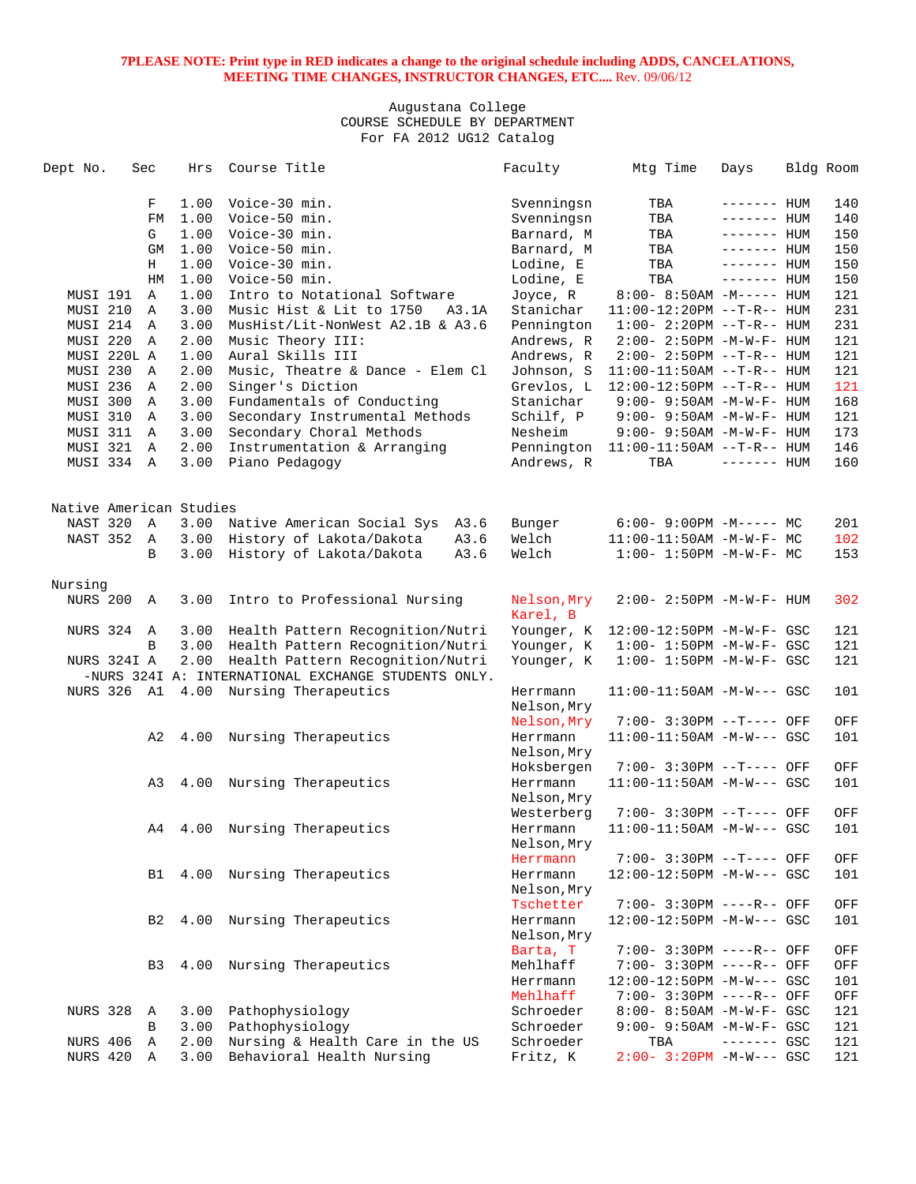**7PLEASE NOTE: Print type in RED indicates a change to the original schedule including ADDS, CANCELATIONS, MEETING TIME CHANGES, INSTRUCTOR CHANGES, ETC....** Rev. 09/06/12

Augustana College
COURSE SCHEDULE BY DEPARTMENT
For FA 2012 UG12 Catalog

| Dept No. | Sec | Hrs | Course Title | Faculty | Mtg Time | Days | Bldg | Room |
|---|---|---|---|---|---|---|---|---|
| | F | 1.00 | Voice-30 min. | Svenningsn | TBA | ------- | HUM | 140 |
| | FM | 1.00 | Voice-50 min. | Svenningsn | TBA | ------- | HUM | 140 |
| | G | 1.00 | Voice-30 min. | Barnard, M | TBA | ------- | HUM | 150 |
| | GM | 1.00 | Voice-50 min. | Barnard, M | TBA | ------- | HUM | 150 |
| | H | 1.00 | Voice-30 min. | Lodine, E | TBA | ------- | HUM | 150 |
| | HM | 1.00 | Voice-50 min. | Lodine, E | TBA | ------- | HUM | 150 |
| MUSI 191 | A | 1.00 | Intro to Notational Software | Joyce, R | 8:00- 8:50AM | -M----- | HUM | 121 |
| MUSI 210 | A | 3.00 | Music Hist & Lit to 1750 A3.1A | Stanichar | 11:00-12:20PM | --T-R-- | HUM | 231 |
| MUSI 214 | A | 3.00 | MusHist/Lit-NonWest A2.1B & A3.6 | Pennington | 1:00- 2:20PM | --T-R-- | HUM | 231 |
| MUSI 220 | A | 2.00 | Music Theory III: | Andrews, R | 2:00- 2:50PM | -M-W-F- | HUM | 121 |
| MUSI 220L | A | 1.00 | Aural Skills III | Andrews, R | 2:00- 2:50PM | --T-R-- | HUM | 121 |
| MUSI 230 | A | 2.00 | Music, Theatre & Dance - Elem Cl | Johnson, S | 11:00-11:50AM | --T-R-- | HUM | 121 |
| MUSI 236 | A | 2.00 | Singer's Diction | Grevlos, L | 12:00-12:50PM | --T-R-- | HUM | 121 |
| MUSI 300 | A | 3.00 | Fundamentals of Conducting | Stanichar | 9:00- 9:50AM | -M-W-F- | HUM | 168 |
| MUSI 310 | A | 3.00 | Secondary Instrumental Methods | Schilf, P | 9:00- 9:50AM | -M-W-F- | HUM | 121 |
| MUSI 311 | A | 3.00 | Secondary Choral Methods | Nesheim | 9:00- 9:50AM | -M-W-F- | HUM | 173 |
| MUSI 321 | A | 2.00 | Instrumentation & Arranging | Pennington | 11:00-11:50AM | --T-R-- | HUM | 146 |
| MUSI 334 | A | 3.00 | Piano Pedagogy | Andrews, R | TBA | ------- | HUM | 160 |

Native American Studies

| Dept No. | Sec | Hrs | Course Title | Faculty | Mtg Time | Days | Bldg | Room |
|---|---|---|---|---|---|---|---|---|
| NAST 320 | A | 3.00 | Native American Social Sys A3.6 | Bunger | 6:00- 9:00PM | -M----- | MC | 201 |
| NAST 352 | A | 3.00 | History of Lakota/Dakota A3.6 | Welch | 11:00-11:50AM | -M-W-F- | MC | 102 |
| | B | 3.00 | History of Lakota/Dakota A3.6 | Welch | 1:00- 1:50PM | -M-W-F- | MC | 153 |

Nursing

| Dept No. | Sec | Hrs | Course Title | Faculty | Mtg Time | Days | Bldg | Room |
|---|---|---|---|---|---|---|---|---|
| NURS 200 | A | 3.00 | Intro to Professional Nursing | Nelson,Mry | 2:00- 2:50PM | -M-W-F- | HUM | 302 |
| | | | | Karel, B | | | | |
| NURS 324 | A | 3.00 | Health Pattern Recognition/Nutri | Younger, K | 12:00-12:50PM | -M-W-F- | GSC | 121 |
| | B | 3.00 | Health Pattern Recognition/Nutri | Younger, K | 1:00- 1:50PM | -M-W-F- | GSC | 121 |
| NURS 324I | A | 2.00 | Health Pattern Recognition/Nutri | Younger, K | 1:00- 1:50PM | -M-W-F- | GSC | 121 |
| -NURS 324I A: INTERNATIONAL EXCHANGE STUDENTS ONLY. | | | | | | | | |
| NURS 326 | A1 | 4.00 | Nursing Therapeutics | Herrmann | 11:00-11:50AM | -M-W--- | GSC | 101 |
| | | | | Nelson,Mry | | | | |
| | | | | Nelson,Mry | 7:00- 3:30PM | --T---- | OFF | OFF |
| | A2 | 4.00 | Nursing Therapeutics | Herrmann | 11:00-11:50AM | -M-W--- | GSC | 101 |
| | | | | Nelson,Mry | | | | |
| | | | | Hoksbergen | 7:00- 3:30PM | --T---- | OFF | OFF |
| | A3 | 4.00 | Nursing Therapeutics | Herrmann | 11:00-11:50AM | -M-W--- | GSC | 101 |
| | | | | Nelson,Mry | | | | |
| | | | | Westerberg | 7:00- 3:30PM | --T---- | OFF | OFF |
| | A4 | 4.00 | Nursing Therapeutics | Herrmann | 11:00-11:50AM | -M-W--- | GSC | 101 |
| | | | | Nelson,Mry | | | | |
| | | | | Herrmann | 7:00- 3:30PM | --T---- | OFF | OFF |
| | B1 | 4.00 | Nursing Therapeutics | Herrmann | 12:00-12:50PM | -M-W--- | GSC | 101 |
| | | | | Nelson,Mry | | | | |
| | | | | Tschetter | 7:00- 3:30PM | ----R-- | OFF | OFF |
| | B2 | 4.00 | Nursing Therapeutics | Herrmann | 12:00-12:50PM | -M-W--- | GSC | 101 |
| | | | | Nelson,Mry | | | | |
| | | | | Barta, T | 7:00- 3:30PM | ----R-- | OFF | OFF |
| | B3 | 4.00 | Nursing Therapeutics | Mehlhaff | 7:00- 3:30PM | ----R-- | OFF | OFF |
| | | | | Herrmann | 12:00-12:50PM | -M-W--- | GSC | 101 |
| | | | | Mehlhaff | 7:00- 3:30PM | ----R-- | OFF | OFF |
| NURS 328 | A | 3.00 | Pathophysiology | Schroeder | 8:00- 8:50AM | -M-W-F- | GSC | 121 |
| | B | 3.00 | Pathophysiology | Schroeder | 9:00- 9:50AM | -M-W-F- | GSC | 121 |
| NURS 406 | A | 2.00 | Nursing & Health Care in the US | Schroeder | TBA | ------- | GSC | 121 |
| NURS 420 | A | 3.00 | Behavioral Health Nursing | Fritz, K | 2:00- 3:20PM | -M-W--- | GSC | 121 |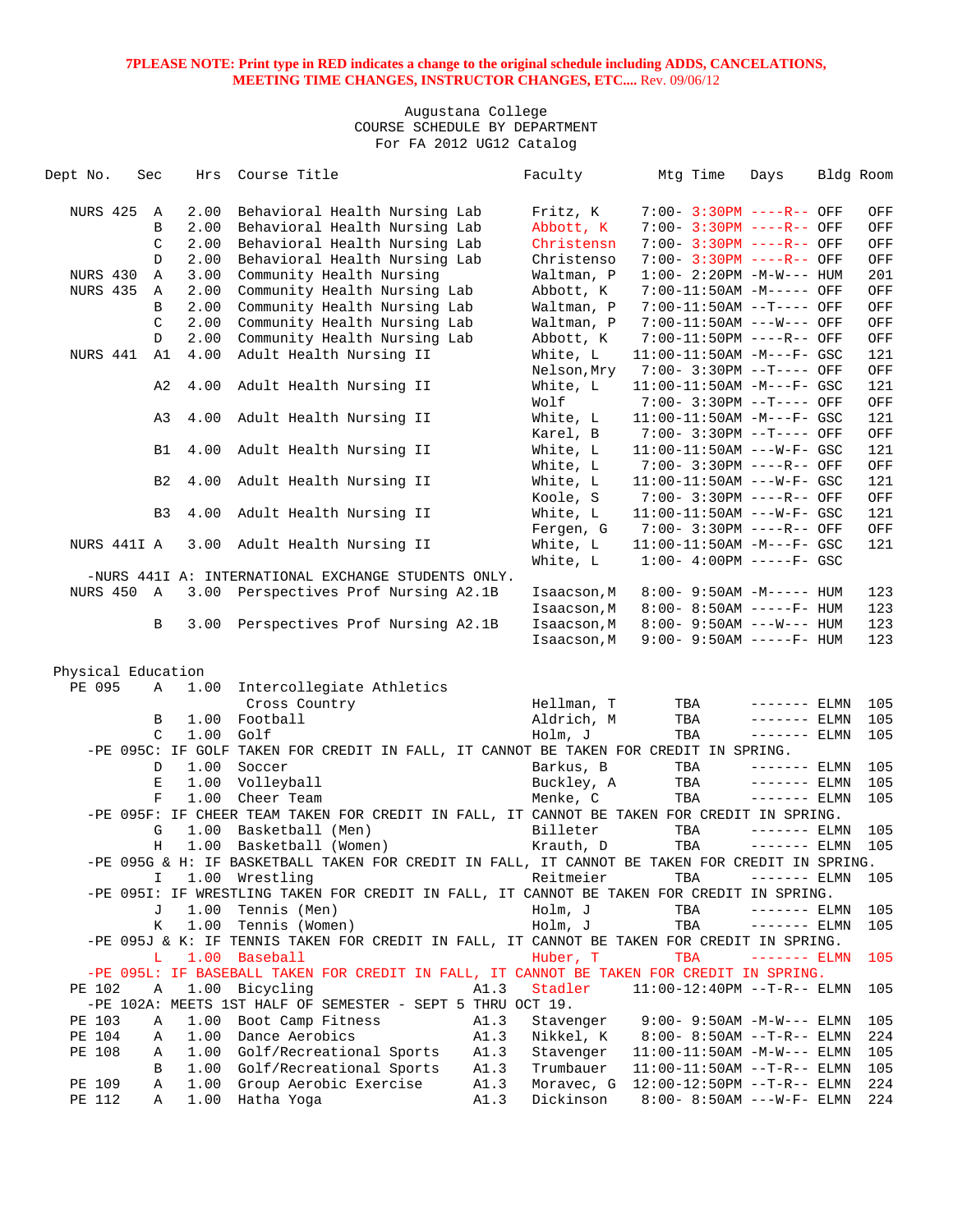**PLEASE NOTE: Print type in RED indicates a change to the original schedule including ADDS, CANCELATIONS, MEETING TIME CHANGES, INSTRUCTOR CHANGES, ETC....** Rev. 09/06/12

Augustana College
COURSE SCHEDULE BY DEPARTMENT
For FA 2012 UG12 Catalog

| Dept No. | Sec | Hrs | Course Title | | Faculty | Mtg Time | Days | Bldg | Room |
|---|---|---|---|---|---|---|---|---|---|
| NURS 425 | A | 2.00 | Behavioral Health Nursing Lab | | Fritz, K | 7:00- 3:30PM | ----R-- | OFF | OFF |
| | B | 2.00 | Behavioral Health Nursing Lab | | Abbott, K | 7:00- 3:30PM | ----R-- | OFF | OFF |
| | C | 2.00 | Behavioral Health Nursing Lab | | Christensn | 7:00- 3:30PM | ----R-- | OFF | OFF |
| | D | 2.00 | Behavioral Health Nursing Lab | | Christenso | 7:00- 3:30PM | ----R-- | OFF | OFF |
| NURS 430 | A | 3.00 | Community Health Nursing | | Waltman, P | 1:00- 2:20PM | -M-W--- | HUM | 201 |
| NURS 435 | A | 2.00 | Community Health Nursing Lab | | Abbott, K | 7:00-11:50AM | -M----- | OFF | OFF |
| | B | 2.00 | Community Health Nursing Lab | | Waltman, P | 7:00-11:50AM | --T---- | OFF | OFF |
| | C | 2.00 | Community Health Nursing Lab | | Waltman, P | 7:00-11:50AM | ---W--- | OFF | OFF |
| | D | 2.00 | Community Health Nursing Lab | | Abbott, K | 7:00-11:50PM | ----R-- | OFF | OFF |
| NURS 441 | A1 | 4.00 | Adult Health Nursing II | | White, L | 11:00-11:50AM | -M---F- | GSC | 121 |
| | | | | | Nelson,Mry | 7:00- 3:30PM | --T---- | OFF | OFF |
| | A2 | 4.00 | Adult Health Nursing II | | White, L | 11:00-11:50AM | -M---F- | GSC | 121 |
| | | | | | Wolf | 7:00- 3:30PM | --T---- | OFF | OFF |
| | A3 | 4.00 | Adult Health Nursing II | | White, L | 11:00-11:50AM | -M---F- | GSC | 121 |
| | | | | | Karel, B | 7:00- 3:30PM | --T---- | OFF | OFF |
| | B1 | 4.00 | Adult Health Nursing II | | White, L | 11:00-11:50AM | ---W-F- | GSC | 121 |
| | | | | | White, L | 7:00- 3:30PM | ----R-- | OFF | OFF |
| | B2 | 4.00 | Adult Health Nursing II | | White, L | 11:00-11:50AM | ---W-F- | GSC | 121 |
| | | | | | Koole, S | 7:00- 3:30PM | ----R-- | OFF | OFF |
| | B3 | 4.00 | Adult Health Nursing II | | White, L | 11:00-11:50AM | ---W-F- | GSC | 121 |
| | | | | | Fergen, G | 7:00- 3:30PM | ----R-- | OFF | OFF |
| NURS 441I | A | 3.00 | Adult Health Nursing II | | White, L | 11:00-11:50AM | -M---F- | GSC | 121 |
| | | | | | White, L | 1:00- 4:00PM | -----F- | GSC | |
| -NURS 441I A: INTERNATIONAL EXCHANGE STUDENTS ONLY. | | | | | | | | | |
| NURS 450 | A | 3.00 | Perspectives Prof Nursing | A2.1B | Isaacson,M | 8:00- 9:50AM | -M----- | HUM | 123 |
| | | | | | Isaacson,M | 8:00- 8:50AM | -----F- | HUM | 123 |
| | B | 3.00 | Perspectives Prof Nursing | A2.1B | Isaacson,M | 8:00- 9:50AM | ---W--- | HUM | 123 |
| | | | | | Isaacson,M | 9:00- 9:50AM | -----F- | HUM | 123 |

## Physical Education

| Dept No. | Sec | Hrs | Course Title | | Faculty | Mtg Time | Days | Bldg | Room |
|---|---|---|---|---|---|---|---|---|---|
| PE 095 | A | 1.00 | Intercollegiate Athletics Cross Country | | Hellman, T | TBA | ------- | ELMN | 105 |
| | B | 1.00 | Football | | Aldrich, M | TBA | ------- | ELMN | 105 |
| | C | 1.00 | Golf | | Holm, J | TBA | ------- | ELMN | 105 |
| -PE 095C: IF GOLF TAKEN FOR CREDIT IN FALL, IT CANNOT BE TAKEN FOR CREDIT IN SPRING. | | | | | | | | | |
| | D | 1.00 | Soccer | | Barkus, B | TBA | ------- | ELMN | 105 |
| | E | 1.00 | Volleyball | | Buckley, A | TBA | ------- | ELMN | 105 |
| | F | 1.00 | Cheer Team | | Menke, C | TBA | ------- | ELMN | 105 |
| -PE 095F: IF CHEER TEAM TAKEN FOR CREDIT IN FALL, IT CANNOT BE TAKEN FOR CREDIT IN SPRING. | | | | | | | | | |
| | G | 1.00 | Basketball (Men) | | Billeter | TBA | ------- | ELMN | 105 |
| | H | 1.00 | Basketball (Women) | | Krauth, D | TBA | ------- | ELMN | 105 |
| -PE 095G & H: IF BASKETBALL TAKEN FOR CREDIT IN FALL, IT CANNOT BE TAKEN FOR CREDIT IN SPRING. | | | | | | | | | |
| | I | 1.00 | Wrestling | | Reitmeier | TBA | ------- | ELMN | 105 |
| -PE 095I: IF WRESTLING TAKEN FOR CREDIT IN FALL, IT CANNOT BE TAKEN FOR CREDIT IN SPRING. | | | | | | | | | |
| | J | 1.00 | Tennis (Men) | | Holm, J | TBA | ------- | ELMN | 105 |
| | K | 1.00 | Tennis (Women) | | Holm, J | TBA | ------- | ELMN | 105 |
| -PE 095J & K: IF TENNIS TAKEN FOR CREDIT IN FALL, IT CANNOT BE TAKEN FOR CREDIT IN SPRING. | | | | | | | | | |
| | L | 1.00 | Baseball | | Huber, T | TBA | ------- | ELMN | 105 |
| -PE 095L: IF BASEBALL TAKEN FOR CREDIT IN FALL, IT CANNOT BE TAKEN FOR CREDIT IN SPRING. | | | | | | | | | |
| PE 102 | A | 1.00 | Bicycling | A1.3 | Stadler | 11:00-12:40PM | --T-R-- | ELMN | 105 |
| -PE 102A: MEETS 1ST HALF OF SEMESTER - SEPT 5 THRU OCT 19. | | | | | | | | | |
| PE 103 | A | 1.00 | Boot Camp Fitness | A1.3 | Stavenger | 9:00- 9:50AM | -M-W--- | ELMN | 105 |
| PE 104 | A | 1.00 | Dance Aerobics | A1.3 | Nikkel, K | 8:00- 8:50AM | --T-R-- | ELMN | 224 |
| PE 108 | A | 1.00 | Golf/Recreational Sports | A1.3 | Stavenger | 11:00-11:50AM | -M-W--- | ELMN | 105 |
| | B | 1.00 | Golf/Recreational Sports | A1.3 | Trumbauer | 11:00-11:50AM | --T-R-- | ELMN | 105 |
| PE 109 | A | 1.00 | Group Aerobic Exercise | A1.3 | Moravec, G | 12:00-12:50PM | --T-R-- | ELMN | 224 |
| PE 112 | A | 1.00 | Hatha Yoga | A1.3 | Dickinson | 8:00- 8:50AM | ---W-F- | ELMN | 224 |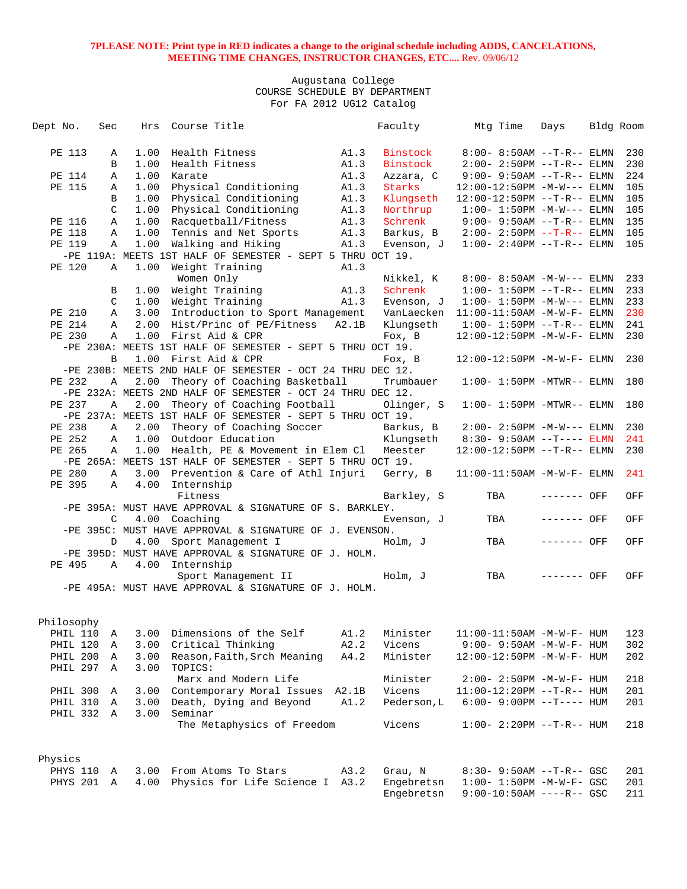**7PLEASE NOTE: Print type in RED indicates a change to the original schedule including ADDS, CANCELATIONS, MEETING TIME CHANGES, INSTRUCTOR CHANGES, ETC....** Rev. 09/06/12

Augustana College
COURSE SCHEDULE BY DEPARTMENT
For FA 2012 UG12 Catalog

| Dept No. | Sec | Hrs | Course Title | | Faculty | Mtg Time | Days | Bldg | Room |
|---|---|---|---|---|---|---|---|---|---|
| PE 113 | A | 1.00 | Health Fitness | A1.3 | Binstock | 8:00- 8:50AM | --T-R-- | ELMN | 230 |
| | B | 1.00 | Health Fitness | A1.3 | Binstock | 2:00- 2:50PM | --T-R-- | ELMN | 230 |
| PE 114 | A | 1.00 | Karate | A1.3 | Azzara, C | 9:00- 9:50AM | --T-R-- | ELMN | 224 |
| PE 115 | A | 1.00 | Physical Conditioning | A1.3 | Starks | 12:00-12:50PM | -M-W--- | ELMN | 105 |
| | B | 1.00 | Physical Conditioning | A1.3 | Klungseth | 12:00-12:50PM | --T-R-- | ELMN | 105 |
| | C | 1.00 | Physical Conditioning | A1.3 | Northrup | 1:00- 1:50PM | -M-W--- | ELMN | 105 |
| PE 116 | A | 1.00 | Racquetball/Fitness | A1.3 | Schrenk | 9:00- 9:50AM | --T-R-- | ELMN | 135 |
| PE 118 | A | 1.00 | Tennis and Net Sports | A1.3 | Barkus, B | 2:00- 2:50PM | --T-R-- | ELMN | 105 |
| PE 119 | A | 1.00 | Walking and Hiking | A1.3 | Evenson, J | 1:00- 2:40PM | --T-R-- | ELMN | 105 |
| | | | -PE 119A: MEETS 1ST HALF OF SEMESTER - SEPT 5 THRU OCT 19. | | | | | | |
| PE 120 | A | 1.00 | Weight Training<br>Women Only | A1.3 | Nikkel, K | 8:00- 8:50AM | -M-W--- | ELMN | 233 |
| | B | 1.00 | Weight Training | A1.3 | Schrenk | 1:00- 1:50PM | --T-R-- | ELMN | 233 |
| | C | 1.00 | Weight Training | A1.3 | Evenson, J | 1:00- 1:50PM | -M-W--- | ELMN | 233 |
| PE 210 | A | 3.00 | Introduction to Sport Management | | VanLaecken | 11:00-11:50AM | -M-W-F- | ELMN | 230 |
| PE 214 | A | 2.00 | Hist/Princ of PE/Fitness | A2.1B | Klungseth | 1:00- 1:50PM | --T-R-- | ELMN | 241 |
| PE 230 | A | 1.00 | First Aid & CPR | | Fox, B | 12:00-12:50PM | -M-W-F- | ELMN | 230 |
| | | | -PE 230A: MEETS 1ST HALF OF SEMESTER - SEPT 5 THRU OCT 19. | | | | | | |
| | B | 1.00 | First Aid & CPR | | Fox, B | 12:00-12:50PM | -M-W-F- | ELMN | 230 |
| | | | -PE 230B: MEETS 2ND HALF OF SEMESTER - OCT 24 THRU DEC 12. | | | | | | |
| PE 232 | A | 2.00 | Theory of Coaching Basketball | | Trumbauer | 1:00- 1:50PM | -MTWR-- | ELMN | 180 |
| | | | -PE 232A: MEETS 2ND HALF OF SEMESTER - OCT 24 THRU DEC 12. | | | | | | |
| PE 237 | A | 2.00 | Theory of Coaching Football | | Olinger, S | 1:00- 1:50PM | -MTWR-- | ELMN | 180 |
| | | | -PE 237A: MEETS 1ST HALF OF SEMESTER - SEPT 5 THRU OCT 19. | | | | | | |
| PE 238 | A | 2.00 | Theory of Coaching Soccer | | Barkus, B | 2:00- 2:50PM | -M-W--- | ELMN | 230 |
| PE 252 | A | 1.00 | Outdoor Education | | Klungseth | 8:30- 9:50AM | --T---- | ELMN | 241 |
| PE 265 | A | 1.00 | Health, PE & Movement in Elem Cl | | Meester | 12:00-12:50PM | --T-R-- | ELMN | 230 |
| | | | -PE 265A: MEETS 1ST HALF OF SEMESTER - SEPT 5 THRU OCT 19. | | | | | | |
| PE 280 | A | 3.00 | Prevention & Care of Athl Injuri | | Gerry, B | 11:00-11:50AM | -M-W-F- | ELMN | 241 |
| PE 395 | A | 4.00 | Internship<br>Fitness | | Barkley, S | TBA | ------- | OFF | OFF |
| | | | -PE 395A: MUST HAVE APPROVAL & SIGNATURE OF S. BARKLEY. | | | | | | |
| | C | 4.00 | Coaching | | Evenson, J | TBA | ------- | OFF | OFF |
| | | | -PE 395C: MUST HAVE APPROVAL & SIGNATURE OF J. EVENSON. | | | | | | |
| | D | 4.00 | Sport Management I | | Holm, J | TBA | ------- | OFF | OFF |
| | | | -PE 395D: MUST HAVE APPROVAL & SIGNATURE OF J. HOLM. | | | | | | |
| PE 495 | A | 4.00 | Internship<br>Sport Management II | | Holm, J | TBA | ------- | OFF | OFF |
| | | | -PE 495A: MUST HAVE APPROVAL & SIGNATURE OF J. HOLM. | | | | | | |

## Philosophy

| Dept No. | Sec | Hrs | Course Title | | Faculty | Mtg Time | Days | Bldg | Room |
|---|---|---|---|---|---|---|---|---|---|
| PHIL 110 | A | 3.00 | Dimensions of the Self | A1.2 | Minister | 11:00-11:50AM | -M-W-F- | HUM | 123 |
| PHIL 120 | A | 3.00 | Critical Thinking | A2.2 | Vicens | 9:00- 9:50AM | -M-W-F- | HUM | 302 |
| PHIL 200 | A | 3.00 | Reason,Faith,Srch Meaning | A4.2 | Minister | 12:00-12:50PM | -M-W-F- | HUM | 202 |
| PHIL 297 | A | 3.00 | TOPICS:<br>Marx and Modern Life | | Minister | 2:00- 2:50PM | -M-W-F- | HUM | 218 |
| PHIL 300 | A | 3.00 | Contemporary Moral Issues | A2.1B | Vicens | 11:00-12:20PM | --T-R-- | HUM | 201 |
| PHIL 310 | A | 3.00 | Death, Dying and Beyond | A1.2 | Pederson,L | 6:00- 9:00PM | --T---- | HUM | 201 |
| PHIL 332 | A | 3.00 | Seminar<br>The Metaphysics of Freedom | | Vicens | 1:00- 2:20PM | --T-R-- | HUM | 218 |

## Physics

| Dept No. | Sec | Hrs | Course Title | | Faculty | Mtg Time | Days | Bldg | Room |
|---|---|---|---|---|---|---|---|---|---|
| PHYS 110 | A | 3.00 | From Atoms To Stars | A3.2 | Grau, N | 8:30- 9:50AM | --T-R-- | GSC | 201 |
| PHYS 201 | A | 4.00 | Physics for Life Science I | A3.2 | Engebretsn | 1:00- 1:50PM | -M-W-F- | GSC | 201 |
| | | | | | Engebretsn | 9:00-10:50AM | ----R-- | GSC | 211 |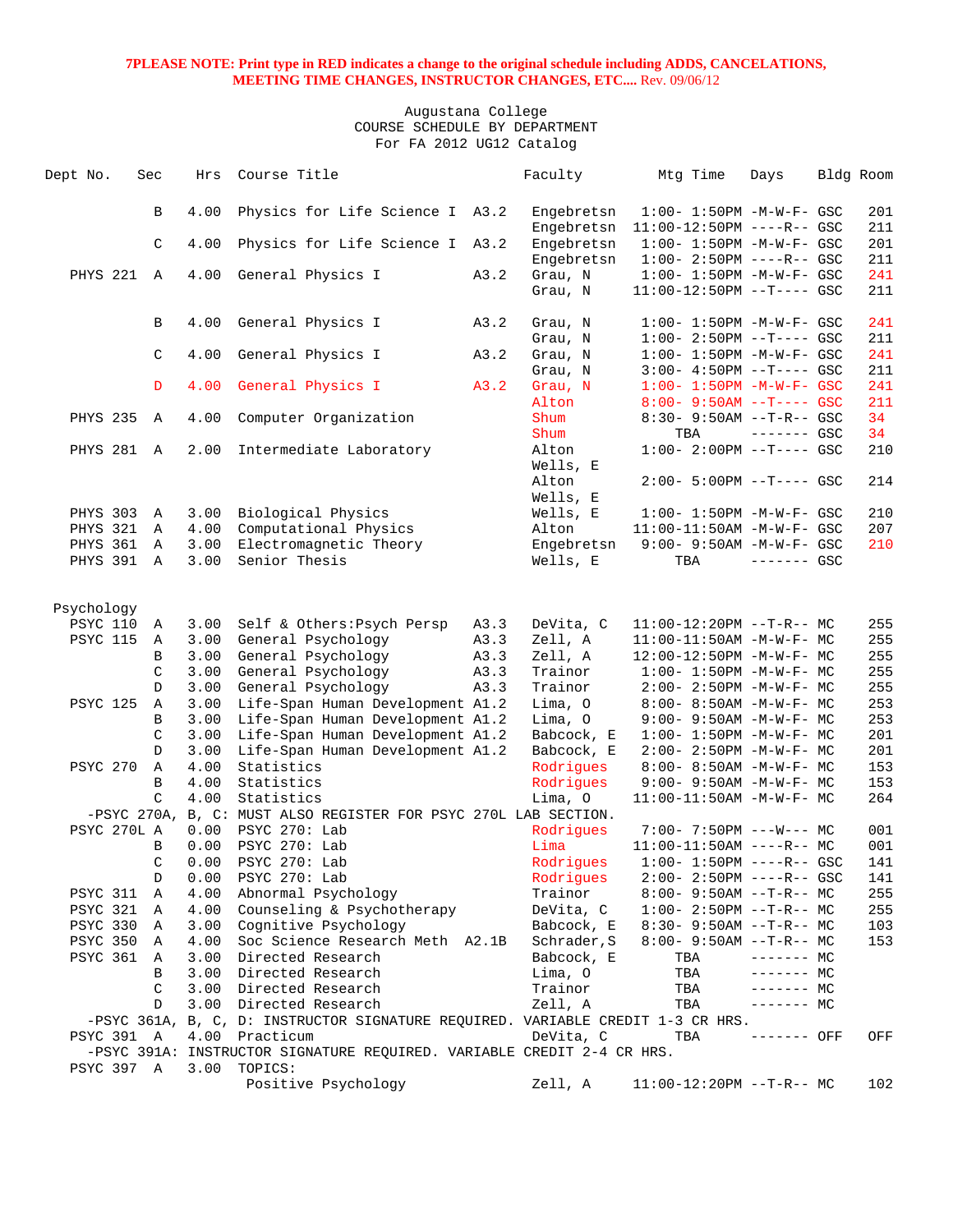**7PLEASE NOTE: Print type in RED indicates a change to the original schedule including ADDS, CANCELATIONS, MEETING TIME CHANGES, INSTRUCTOR CHANGES, ETC....** Rev. 09/06/12

Augustana College
COURSE SCHEDULE BY DEPARTMENT
For FA 2012 UG12 Catalog

| Dept No. | Sec | Hrs | Course Title | | Faculty | Mtg Time | Days | Bldg | Room |
|---|---|---|---|---|---|---|---|---|---|
| | B | 4.00 | Physics for Life Science I | A3.2 | Engebretsn | 1:00- 1:50PM | -M-W-F- | GSC | 201 |
| | | | | | Engebretsn | 11:00-12:50PM | ----R-- | GSC | 211 |
| | C | 4.00 | Physics for Life Science I | A3.2 | Engebretsn | 1:00- 1:50PM | -M-W-F- | GSC | 201 |
| | | | | | Engebretsn | 1:00- 2:50PM | ----R-- | GSC | 211 |
| PHYS 221 | A | 4.00 | General Physics I | A3.2 | Grau, N | 1:00- 1:50PM | -M-W-F- | GSC | 241 |
| | | | | | Grau, N | 11:00-12:50PM | --T---- | GSC | 211 |
| | B | 4.00 | General Physics I | A3.2 | Grau, N | 1:00- 1:50PM | -M-W-F- | GSC | 241 |
| | | | | | Grau, N | 1:00- 2:50PM | --T---- | GSC | 211 |
| | C | 4.00 | General Physics I | A3.2 | Grau, N | 1:00- 1:50PM | -M-W-F- | GSC | 241 |
| | | | | | Grau, N | 3:00- 4:50PM | --T---- | GSC | 211 |
| | D | 4.00 | General Physics I | A3.2 | Grau, N | 1:00- 1:50PM | -M-W-F- | GSC | 241 |
| | | | | | Alton | 8:00- 9:50AM | --T---- | GSC | 211 |
| PHYS 235 | A | 4.00 | Computer Organization | | Shum | 8:30- 9:50AM | --T-R-- | GSC | 34 |
| | | | | | Shum | TBA | ------- | GSC | 34 |
| PHYS 281 | A | 2.00 | Intermediate Laboratory | | Alton, Wells, E | 1:00- 2:00PM | --T---- | GSC | 210 |
| | | | | | Alton, Wells, E | 2:00- 5:00PM | --T---- | GSC | 214 |
| PHYS 303 | A | 3.00 | Biological Physics | | Wells, E | 1:00- 1:50PM | -M-W-F- | GSC | 210 |
| PHYS 321 | A | 4.00 | Computational Physics | | Alton | 11:00-11:50AM | -M-W-F- | GSC | 207 |
| PHYS 361 | A | 3.00 | Electromagnetic Theory | | Engebretsn | 9:00- 9:50AM | -M-W-F- | GSC | 210 |
| PHYS 391 | A | 3.00 | Senior Thesis | | Wells, E | TBA | ------- | GSC | |
| **Psychology** | | | | | | | | | |
| PSYC 110 | A | 3.00 | Self & Others:Psych Persp | A3.3 | DeVita, C | 11:00-12:20PM | --T-R-- | MC | 255 |
| PSYC 115 | A | 3.00 | General Psychology | A3.3 | Zell, A | 11:00-11:50AM | -M-W-F- | MC | 255 |
| | B | 3.00 | General Psychology | A3.3 | Zell, A | 12:00-12:50PM | -M-W-F- | MC | 255 |
| | C | 3.00 | General Psychology | A3.3 | Trainor | 1:00- 1:50PM | -M-W-F- | MC | 255 |
| | D | 3.00 | General Psychology | A3.3 | Trainor | 2:00- 2:50PM | -M-W-F- | MC | 255 |
| PSYC 125 | A | 3.00 | Life-Span Human Development | A1.2 | Lima, O | 8:00- 8:50AM | -M-W-F- | MC | 253 |
| | B | 3.00 | Life-Span Human Development | A1.2 | Lima, O | 9:00- 9:50AM | -M-W-F- | MC | 253 |
| | C | 3.00 | Life-Span Human Development | A1.2 | Babcock, E | 1:00- 1:50PM | -M-W-F- | MC | 201 |
| | D | 3.00 | Life-Span Human Development | A1.2 | Babcock, E | 2:00- 2:50PM | -M-W-F- | MC | 201 |
| PSYC 270 | A | 4.00 | Statistics | | Rodrigues | 8:00- 8:50AM | -M-W-F- | MC | 153 |
| | B | 4.00 | Statistics | | Rodrigues | 9:00- 9:50AM | -M-W-F- | MC | 153 |
| | C | 4.00 | Statistics | | Lima, O | 11:00-11:50AM | -M-W-F- | MC | 264 |
| -PSYC 270A, B, C: MUST ALSO REGISTER FOR PSYC 270L LAB SECTION. | | | | | | | | | |
| PSYC 270L | A | 0.00 | PSYC 270: Lab | | Rodrigues | 7:00- 7:50PM | ---W--- | MC | 001 |
| | B | 0.00 | PSYC 270: Lab | | Lima | 11:00-11:50AM | ----R-- | MC | 001 |
| | C | 0.00 | PSYC 270: Lab | | Rodrigues | 1:00- 1:50PM | ----R-- | GSC | 141 |
| | D | 0.00 | PSYC 270: Lab | | Rodrigues | 2:00- 2:50PM | ----R-- | GSC | 141 |
| PSYC 311 | A | 4.00 | Abnormal Psychology | | Trainor | 8:00- 9:50AM | --T-R-- | MC | 255 |
| PSYC 321 | A | 4.00 | Counseling & Psychotherapy | | DeVita, C | 1:00- 2:50PM | --T-R-- | MC | 255 |
| PSYC 330 | A | 3.00 | Cognitive Psychology | | Babcock, E | 8:30- 9:50AM | --T-R-- | MC | 103 |
| PSYC 350 | A | 4.00 | Soc Science Research Meth | A2.1B | Schrader,S | 8:00- 9:50AM | --T-R-- | MC | 153 |
| PSYC 361 | A | 3.00 | Directed Research | | Babcock, E | TBA | ------- | MC | |
| | B | 3.00 | Directed Research | | Lima, O | TBA | ------- | MC | |
| | C | 3.00 | Directed Research | | Trainor | TBA | ------- | MC | |
| | D | 3.00 | Directed Research | | Zell, A | TBA | ------- | MC | |
| -PSYC 361A, B, C, D: INSTRUCTOR SIGNATURE REQUIRED. VARIABLE CREDIT 1-3 CR HRS. | | | | | | | | | |
| PSYC 391 | A | 4.00 | Practicum | | DeVita, C | TBA | ------- | OFF | OFF |
| -PSYC 391A: INSTRUCTOR SIGNATURE REQUIRED. VARIABLE CREDIT 2-4 CR HRS. | | | | | | | | | |
| PSYC 397 | A | 3.00 | TOPICS: | | | | | | |
| | | | Positive Psychology | | Zell, A | 11:00-12:20PM | --T-R-- | MC | 102 |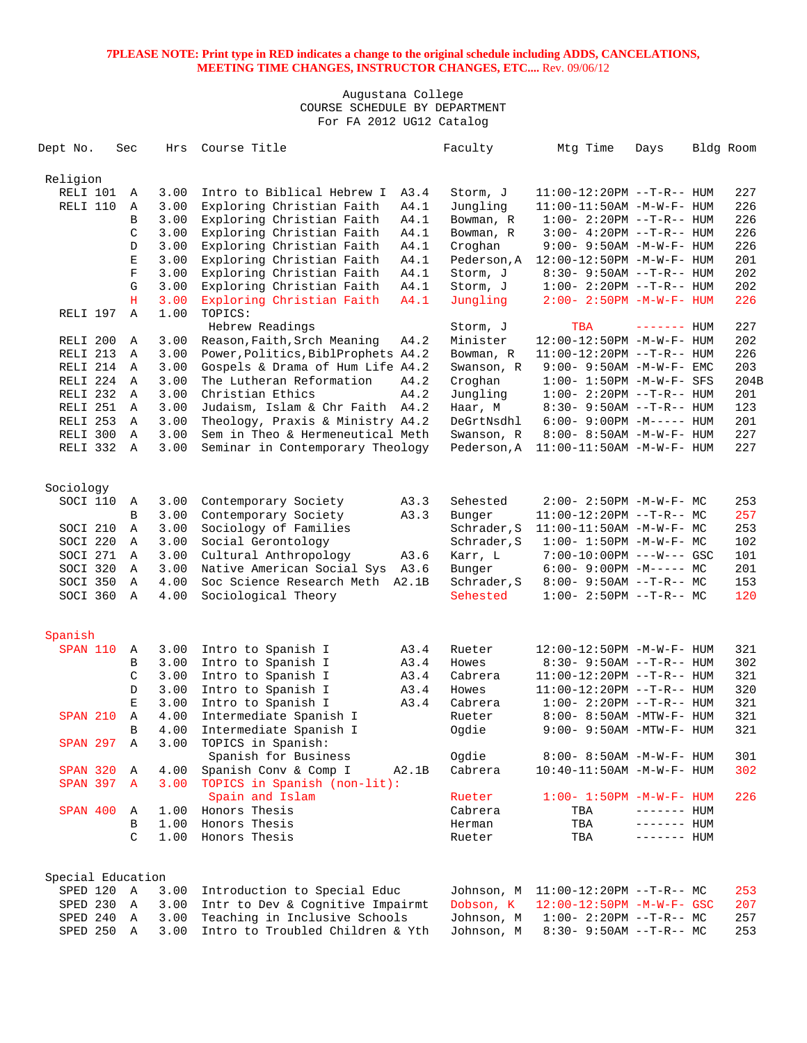**7PLEASE NOTE: Print type in RED indicates a change to the original schedule including ADDS, CANCELATIONS, MEETING TIME CHANGES, INSTRUCTOR CHANGES, ETC....** Rev. 09/06/12

Augustana College
COURSE SCHEDULE BY DEPARTMENT
For FA 2012 UG12 Catalog

| Dept No. | Sec | Hrs | Course Title | | Faculty | Mtg Time | Days | Bldg | Room |
|---|---|---|---|---|---|---|---|---|---|
| **Religion** | | | | | | | | | |
| RELI 101 | A | 3.00 | Intro to Biblical Hebrew I | A3.4 | Storm, J | 11:00-12:20PM | --T-R-- | HUM | 227 |
| RELI 110 | A | 3.00 | Exploring Christian Faith | A4.1 | Jungling | 11:00-11:50AM | -M-W-F- | HUM | 226 |
| | B | 3.00 | Exploring Christian Faith | A4.1 | Bowman, R | 1:00- 2:20PM | --T-R-- | HUM | 226 |
| | C | 3.00 | Exploring Christian Faith | A4.1 | Bowman, R | 3:00- 4:20PM | --T-R-- | HUM | 226 |
| | D | 3.00 | Exploring Christian Faith | A4.1 | Croghan | 9:00- 9:50AM | -M-W-F- | HUM | 226 |
| | E | 3.00 | Exploring Christian Faith | A4.1 | Pederson,A | 12:00-12:50PM | -M-W-F- | HUM | 201 |
| | F | 3.00 | Exploring Christian Faith | A4.1 | Storm, J | 8:30- 9:50AM | --T-R-- | HUM | 202 |
| | G | 3.00 | Exploring Christian Faith | A4.1 | Storm, J | 1:00- 2:20PM | --T-R-- | HUM | 202 |
| | H | 3.00 | Exploring Christian Faith | A4.1 | Jungling | 2:00- 2:50PM | -M-W-F- | HUM | 226 |
| RELI 197 | A | 1.00 | TOPICS: | | | | | | |
| | | | Hebrew Readings | | Storm, J | TBA | ------- | HUM | 227 |
| RELI 200 | A | 3.00 | Reason,Faith,Srch Meaning | A4.2 | Minister | 12:00-12:50PM | -M-W-F- | HUM | 202 |
| RELI 213 | A | 3.00 | Power,Politics,BiblProphets | A4.2 | Bowman, R | 11:00-12:20PM | --T-R-- | HUM | 226 |
| RELI 214 | A | 3.00 | Gospels & Drama of Hum Life | A4.2 | Swanson, R | 9:00- 9:50AM | -M-W-F- | EMC | 203 |
| RELI 224 | A | 3.00 | The Lutheran Reformation | A4.2 | Croghan | 1:00- 1:50PM | -M-W-F- | SFS | 204B |
| RELI 232 | A | 3.00 | Christian Ethics | A4.2 | Jungling | 1:00- 2:20PM | --T-R-- | HUM | 201 |
| RELI 251 | A | 3.00 | Judaism, Islam & Chr Faith | A4.2 | Haar, M | 8:30- 9:50AM | --T-R-- | HUM | 123 |
| RELI 253 | A | 3.00 | Theology, Praxis & Ministry | A4.2 | DeGrtNsdhl | 6:00- 9:00PM | -M----- | HUM | 201 |
| RELI 300 | A | 3.00 | Sem in Theo & Hermeneutical Meth | | Swanson, R | 8:00- 8:50AM | -M-W-F- | HUM | 227 |
| RELI 332 | A | 3.00 | Seminar in Contemporary Theology | | Pederson,A | 11:00-11:50AM | -M-W-F- | HUM | 227 |
| **Sociology** | | | | | | | | | |
| SOCI 110 | A | 3.00 | Contemporary Society | A3.3 | Sehested | 2:00- 2:50PM | -M-W-F- | MC | 253 |
| | B | 3.00 | Contemporary Society | A3.3 | Bunger | 11:00-12:20PM | --T-R-- | MC | 257 |
| SOCI 210 | A | 3.00 | Sociology of Families | | Schrader,S | 11:00-11:50AM | -M-W-F- | MC | 253 |
| SOCI 220 | A | 3.00 | Social Gerontology | | Schrader,S | 1:00- 1:50PM | -M-W-F- | MC | 102 |
| SOCI 271 | A | 3.00 | Cultural Anthropology | A3.6 | Karr, L | 7:00-10:00PM | ---W--- | GSC | 101 |
| SOCI 320 | A | 3.00 | Native American Social Sys | A3.6 | Bunger | 6:00- 9:00PM | -M----- | MC | 201 |
| SOCI 350 | A | 4.00 | Soc Science Research Meth | A2.1B | Schrader,S | 8:00- 9:50AM | --T-R-- | MC | 153 |
| SOCI 360 | A | 4.00 | Sociological Theory | | Sehested | 1:00- 2:50PM | --T-R-- | MC | 120 |
| **Spanish** | | | | | | | | | |
| SPAN 110 | A | 3.00 | Intro to Spanish I | A3.4 | Rueter | 12:00-12:50PM | -M-W-F- | HUM | 321 |
| | B | 3.00 | Intro to Spanish I | A3.4 | Howes | 8:30- 9:50AM | --T-R-- | HUM | 302 |
| | C | 3.00 | Intro to Spanish I | A3.4 | Cabrera | 11:00-12:20PM | --T-R-- | HUM | 321 |
| | D | 3.00 | Intro to Spanish I | A3.4 | Howes | 11:00-12:20PM | --T-R-- | HUM | 320 |
| | E | 3.00 | Intro to Spanish I | A3.4 | Cabrera | 1:00- 2:20PM | --T-R-- | HUM | 321 |
| SPAN 210 | A | 4.00 | Intermediate Spanish I | | Rueter | 8:00- 8:50AM | -MTW-F- | HUM | 321 |
| | B | 4.00 | Intermediate Spanish I | | Ogdie | 9:00- 9:50AM | -MTW-F- | HUM | 321 |
| SPAN 297 | A | 3.00 | TOPICS in Spanish: | | | | | | |
| | | | Spanish for Business | | Ogdie | 8:00- 8:50AM | -M-W-F- | HUM | 301 |
| SPAN 320 | A | 4.00 | Spanish Conv & Comp I | A2.1B | Cabrera | 10:40-11:50AM | -M-W-F- | HUM | 302 |
| SPAN 397 | A | 3.00 | TOPICS in Spanish (non-lit): | | | | | | |
| | | | Spain and Islam | | Rueter | 1:00- 1:50PM | -M-W-F- | HUM | 226 |
| SPAN 400 | A | 1.00 | Honors Thesis | | Cabrera | TBA | ------- | HUM | |
| | B | 1.00 | Honors Thesis | | Herman | TBA | ------- | HUM | |
| | C | 1.00 | Honors Thesis | | Rueter | TBA | ------- | HUM | |
| **Special Education** | | | | | | | | | |
| SPED 120 | A | 3.00 | Introduction to Special Educ | | Johnson, M | 11:00-12:20PM | --T-R-- | MC | 253 |
| SPED 230 | A | 3.00 | Intr to Dev & Cognitive Impairmt | | Dobson, K | 12:00-12:50PM | -M-W-F- | GSC | 207 |
| SPED 240 | A | 3.00 | Teaching in Inclusive Schools | | Johnson, M | 1:00- 2:20PM | --T-R-- | MC | 257 |
| SPED 250 | A | 3.00 | Intro to Troubled Children & Yth | | Johnson, M | 8:30- 9:50AM | --T-R-- | MC | 253 |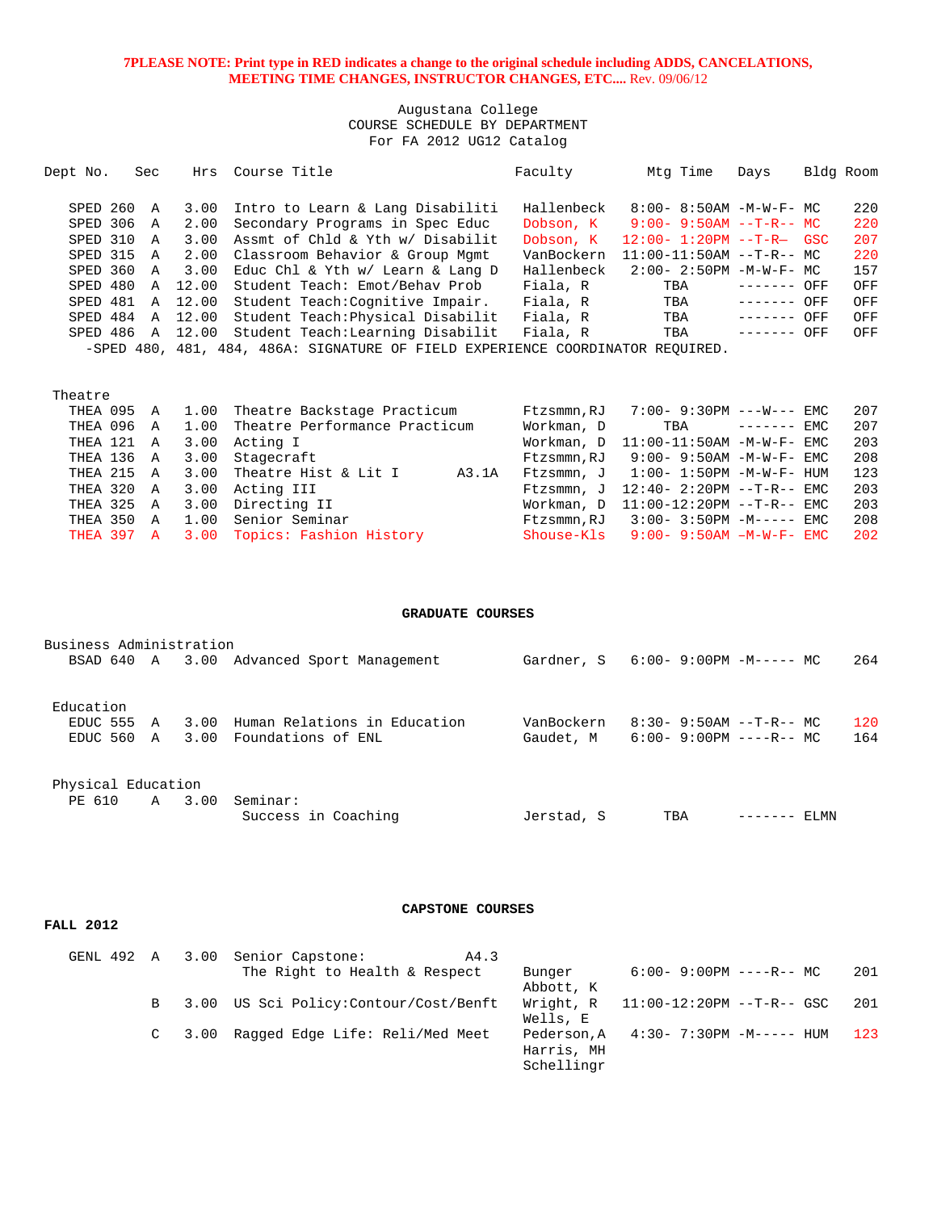**7PLEASE NOTE: Print type in RED indicates a change to the original schedule including ADDS, CANCELATIONS, MEETING TIME CHANGES, INSTRUCTOR CHANGES, ETC....** Rev. 09/06/12

Augustana College
COURSE SCHEDULE BY DEPARTMENT
For FA 2012 UG12 Catalog

| Dept No. | Sec | Hrs | Course Title | Faculty | Mtg Time | Days | Bldg | Room |
|---|---|---|---|---|---|---|---|---|
| SPED 260 | A | 3.00 | Intro to Learn & Lang Disabiliti | Hallenbeck | 8:00- 8:50AM | -M-W-F- | MC | 220 |
| SPED 306 | A | 2.00 | Secondary Programs in Spec Educ | Dobson, K | 9:00- 9:50AM | --T-R-- | MC | 220 |
| SPED 310 | A | 3.00 | Assmt of Chld & Yth w/ Disabilit | Dobson, K | 12:00- 1:20PM | --T-R– | GSC | 207 |
| SPED 315 | A | 2.00 | Classroom Behavior & Group Mgmt | VanBockern | 11:00-11:50AM | --T-R-- | MC | 220 |
| SPED 360 | A | 3.00 | Educ Chl & Yth w/ Learn & Lang D | Hallenbeck | 2:00- 2:50PM | -M-W-F- | MC | 157 |
| SPED 480 | A | 12.00 | Student Teach: Emot/Behav Prob | Fiala, R | TBA | ------- | OFF | OFF |
| SPED 481 | A | 12.00 | Student Teach:Cognitive Impair. | Fiala, R | TBA | ------- | OFF | OFF |
| SPED 484 | A | 12.00 | Student Teach:Physical Disabilit | Fiala, R | TBA | ------- | OFF | OFF |
| SPED 486 | A | 12.00 | Student Teach:Learning Disabilit | Fiala, R | TBA | ------- | OFF | OFF |

-SPED 480, 481, 484, 486A: SIGNATURE OF FIELD EXPERIENCE COORDINATOR REQUIRED.

Theatre

| Dept No. | Sec | Hrs | Course Title | Faculty | Mtg Time | Days | Bldg | Room |
|---|---|---|---|---|---|---|---|---|
| THEA 095 | A | 1.00 | Theatre Backstage Practicum | Ftzsmmn,RJ | 7:00- 9:30PM | ---W--- | EMC | 207 |
| THEA 096 | A | 1.00 | Theatre Performance Practicum | Workman, D | TBA | ------- | EMC | 207 |
| THEA 121 | A | 3.00 | Acting I | Workman, D | 11:00-11:50AM | -M-W-F- | EMC | 203 |
| THEA 136 | A | 3.00 | Stagecraft | Ftzsmmn,RJ | 9:00- 9:50AM | -M-W-F- | EMC | 208 |
| THEA 215 | A | 3.00 | Theatre Hist & Lit I A3.1A | Ftzsmmn, J | 1:00- 1:50PM | -M-W-F- | HUM | 123 |
| THEA 320 | A | 3.00 | Acting III | Ftzsmmn, J | 12:40- 2:20PM | --T-R-- | EMC | 203 |
| THEA 325 | A | 3.00 | Directing II | Workman, D | 11:00-12:20PM | --T-R-- | EMC | 203 |
| THEA 350 | A | 1.00 | Senior Seminar | Ftzsmmn,RJ | 3:00- 3:50PM | -M----- | EMC | 208 |
| THEA 397 | A | 3.00 | Topics: Fashion History | Shouse-Kls | 9:00- 9:50AM | –M-W-F- | EMC | 202 |

**GRADUATE COURSES**

Business Administration

| Dept No. | Sec | Hrs | Course Title | Faculty | Mtg Time | Days | Bldg | Room |
|---|---|---|---|---|---|---|---|---|
| BSAD 640 | A | 3.00 | Advanced Sport Management | Gardner, S | 6:00- 9:00PM | -M----- | MC | 264 |

Education

| Dept No. | Sec | Hrs | Course Title | Faculty | Mtg Time | Days | Bldg | Room |
|---|---|---|---|---|---|---|---|---|
| EDUC 555 | A | 3.00 | Human Relations in Education | VanBockern | 8:30- 9:50AM | --T-R-- | MC | 120 |
| EDUC 560 | A | 3.00 | Foundations of ENL | Gaudet, M | 6:00- 9:00PM | ----R-- | MC | 164 |

Physical Education

| Dept No. | Sec | Hrs | Course Title | Faculty | Mtg Time | Days | Bldg | Room |
|---|---|---|---|---|---|---|---|---|
| PE 610 | A | 3.00 | Seminar: Success in Coaching | Jerstad, S | TBA | ------- | ELMN | |

**CAPSTONE COURSES**

**FALL 2012**

| Dept No. | Sec | Hrs | Course Title | Faculty | Mtg Time | Days | Bldg | Room |
|---|---|---|---|---|---|---|---|---|
| GENL 492 | A | 3.00 | Senior Capstone: A4.3 The Right to Health & Respect | Bunger, Abbott, K | 6:00- 9:00PM | ----R-- | MC | 201 |
| | B | 3.00 | US Sci Policy:Contour/Cost/Benft | Wright, R, Wells, E | 11:00-12:20PM | --T-R-- | GSC | 201 |
| | C | 3.00 | Ragged Edge Life: Reli/Med Meet | Pederson,A, Harris, MH, Schellingr | 4:30- 7:30PM | -M----- | HUM | 123 |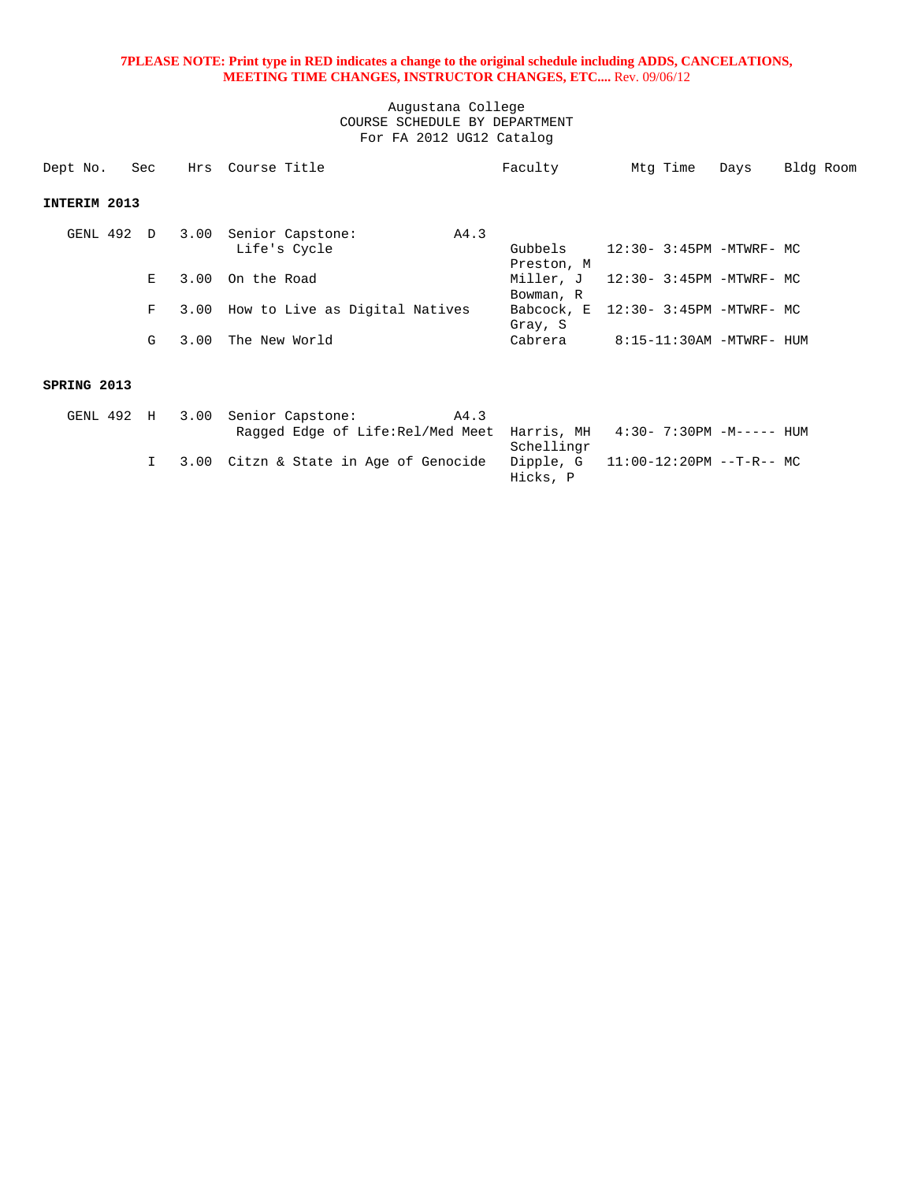**7PLEASE NOTE: Print type in RED indicates a change to the original schedule including ADDS, CANCELATIONS, MEETING TIME CHANGES, INSTRUCTOR CHANGES, ETC....** Rev. 09/06/12

Augustana College
COURSE SCHEDULE BY DEPARTMENT
For FA 2012 UG12 Catalog

| Dept No. | Sec | Hrs | Course Title | | Faculty | Mtg Time | Days | Bldg Room |
|---|---|---|---|---|---|---|---|---|
| **INTERIM 2013** | | | | | | | | |
| GENL 492 | D | 3.00 | Senior Capstone: Life's Cycle | A4.3 | Gubbels<br>Preston, M | 12:30- 3:45PM | -MTWRF- | MC |
| | E | 3.00 | On the Road | | Miller, J<br>Bowman, R | 12:30- 3:45PM | -MTWRF- | MC |
| | F | 3.00 | How to Live as Digital Natives | | Babcock, E<br>Gray, S | 12:30- 3:45PM | -MTWRF- | MC |
| | G | 3.00 | The New World | | Cabrera | 8:15-11:30AM | -MTWRF- | HUM |
| **SPRING 2013** | | | | | | | | |
| GENL 492 | H | 3.00 | Senior Capstone: Ragged Edge of Life:Rel/Med Meet | A4.3 | Harris, MH<br>Schellingr | 4:30- 7:30PM | -M----- | HUM |
| | I | 3.00 | Citzn & State in Age of Genocide | | Dipple, G<br>Hicks, P | 11:00-12:20PM | --T-R-- | MC |